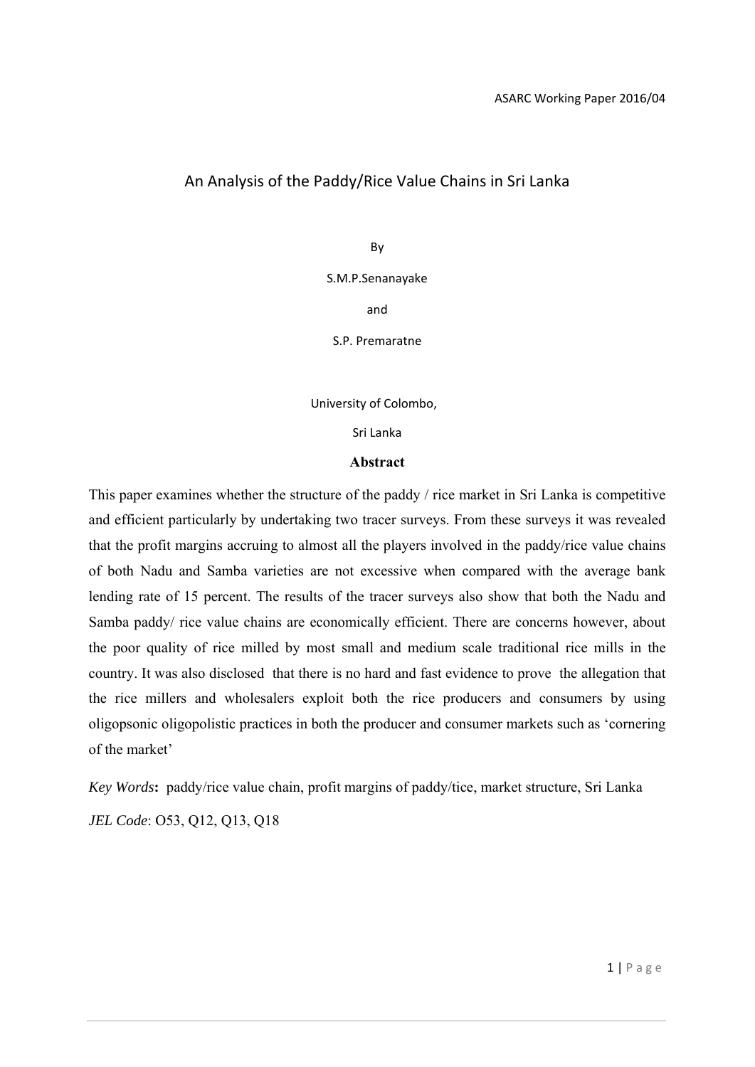ASARC Working Paper 2016/04

# An Analysis of the Paddy/Rice Value Chains in Sri Lanka

By

S.M.P.Senanayake

and

S.P. Premaratne

University of Colombo,

Sri Lanka

## Abstract

This paper examines whether the structure of the paddy / rice market in Sri Lanka is competitive and efficient particularly by undertaking two tracer surveys. From these surveys it was revealed that the profit margins accruing to almost all the players involved in the paddy/rice value chains of both Nadu and Samba varieties are not excessive when compared with the average bank lending rate of 15 percent. The results of the tracer surveys also show that both the Nadu and Samba paddy/ rice value chains are economically efficient. There are concerns however, about the poor quality of rice milled by most small and medium scale traditional rice mills in the country. It was also disclosed that there is no hard and fast evidence to prove the allegation that the rice millers and wholesalers exploit both the rice producers and consumers by using oligopsonic oligopolistic practices in both the producer and consumer markets such as 'cornering of the market'

*Key Words*: paddy/rice value chain, profit margins of paddy/tice, market structure, Sri Lanka

*JEL Code*: O53, Q12, Q13, Q18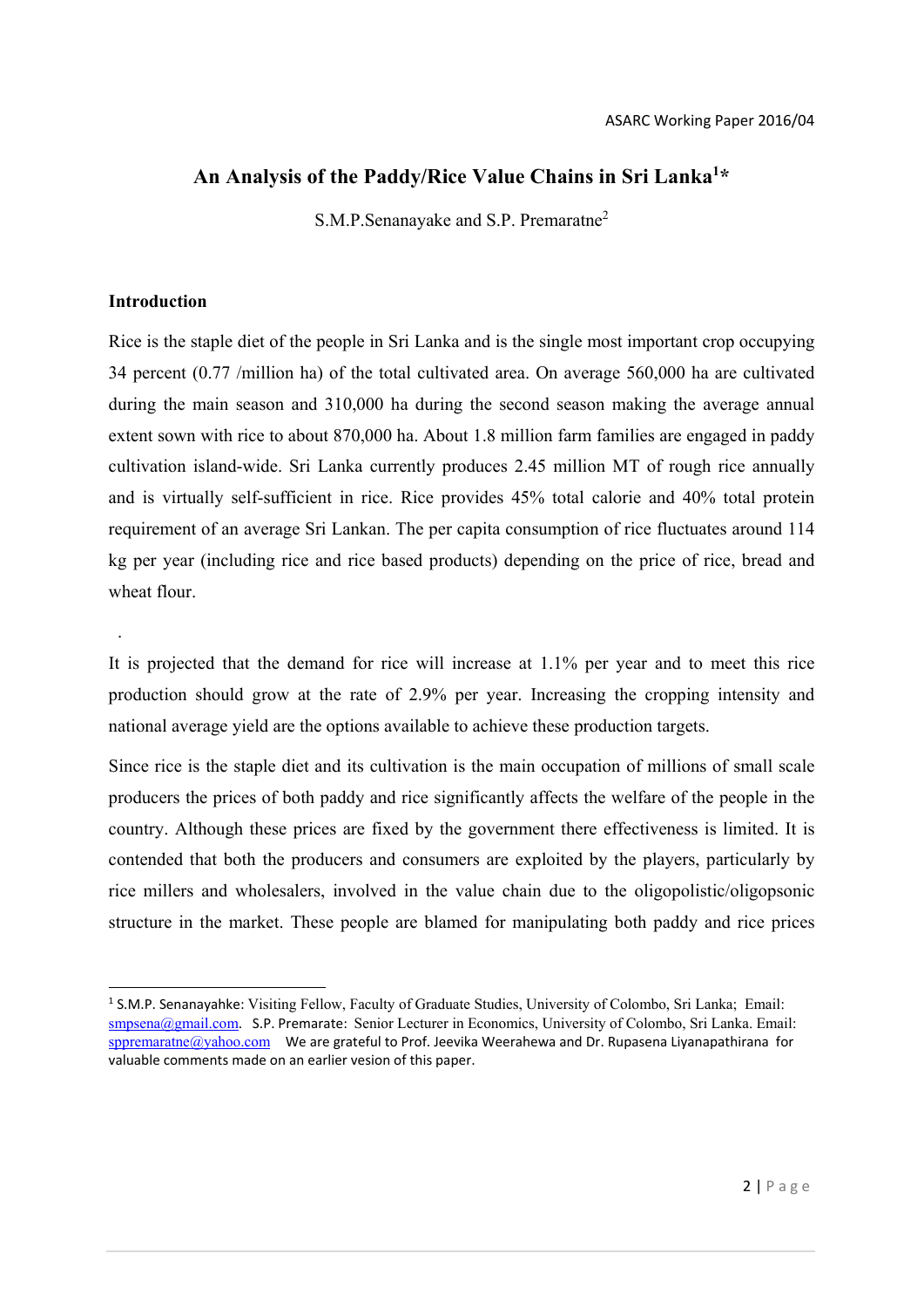## An Analysis of the Paddy/Rice Value Chains in Sri Lanka[1]*

S.M.P.Senanayake and S.P. Premaratne[2]

### Introduction

Rice is the staple diet of the people in Sri Lanka and is the single most important crop occupying 34 percent (0.77 /million ha) of the total cultivated area. On average 560,000 ha are cultivated during the main season and 310,000 ha during the second season making the average annual extent sown with rice to about 870,000 ha. About 1.8 million farm families are engaged in paddy cultivation island-wide. Sri Lanka currently produces 2.45 million MT of rough rice annually and is virtually self-sufficient in rice. Rice provides 45% total calorie and 40% total protein requirement of an average Sri Lankan. The per capita consumption of rice fluctuates around 114 kg per year (including rice and rice based products) depending on the price of rice, bread and wheat flour.

.

It is projected that the demand for rice will increase at 1.1% per year and to meet this rice production should grow at the rate of 2.9% per year. Increasing the cropping intensity and national average yield are the options available to achieve these production targets.

Since rice is the staple diet and its cultivation is the main occupation of millions of small scale producers the prices of both paddy and rice significantly affects the welfare of the people in the country. Although these prices are fixed by the government there effectiveness is limited. It is contended that both the producers and consumers are exploited by the players, particularly by rice millers and wholesalers, involved in the value chain due to the oligopolistic/oligopsonic structure in the market. These people are blamed for manipulating both paddy and rice prices

---

[1] S.M.P. Senanayahke: Visiting Fellow, Faculty of Graduate Studies, University of Colombo, Sri Lanka; Email: smpsena@gmail.com. S.P. Premarate: Senior Lecturer in Economics, University of Colombo, Sri Lanka. Email: sppremaratne@yahoo.com We are grateful to Prof. Jeevika Weerahewa and Dr. Rupasena Liyanapathirana for valuable comments made on an earlier vesion of this paper.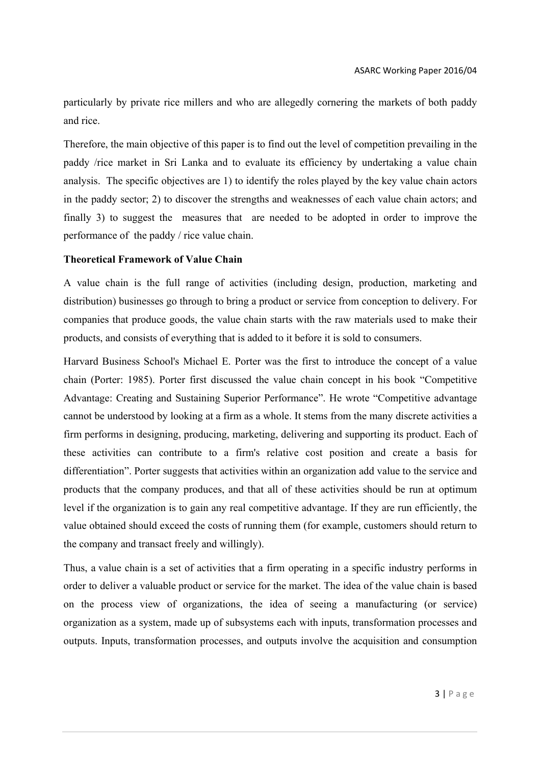particularly by private rice millers and who are allegedly cornering the markets of both paddy and rice.

Therefore, the main objective of this paper is to find out the level of competition prevailing in the paddy /rice market in Sri Lanka and to evaluate its efficiency by undertaking a value chain analysis. The specific objectives are 1) to identify the roles played by the key value chain actors in the paddy sector; 2) to discover the strengths and weaknesses of each value chain actors; and finally 3) to suggest the measures that are needed to be adopted in order to improve the performance of the paddy / rice value chain.

**Theoretical Framework of Value Chain**

A value chain is the full range of activities (including design, production, marketing and distribution) businesses go through to bring a product or service from conception to delivery. For companies that produce goods, the value chain starts with the raw materials used to make their products, and consists of everything that is added to it before it is sold to consumers.

Harvard Business School's Michael E. Porter was the first to introduce the concept of a value chain (Porter: 1985). Porter first discussed the value chain concept in his book "Competitive Advantage: Creating and Sustaining Superior Performance". He wrote "Competitive advantage cannot be understood by looking at a firm as a whole. It stems from the many discrete activities a firm performs in designing, producing, marketing, delivering and supporting its product. Each of these activities can contribute to a firm's relative cost position and create a basis for differentiation". Porter suggests that activities within an organization add value to the service and products that the company produces, and that all of these activities should be run at optimum level if the organization is to gain any real competitive advantage. If they are run efficiently, the value obtained should exceed the costs of running them (for example, customers should return to the company and transact freely and willingly).

Thus, a value chain is a set of activities that a firm operating in a specific industry performs in order to deliver a valuable product or service for the market. The idea of the value chain is based on the process view of organizations, the idea of seeing a manufacturing (or service) organization as a system, made up of subsystems each with inputs, transformation processes and outputs. Inputs, transformation processes, and outputs involve the acquisition and consumption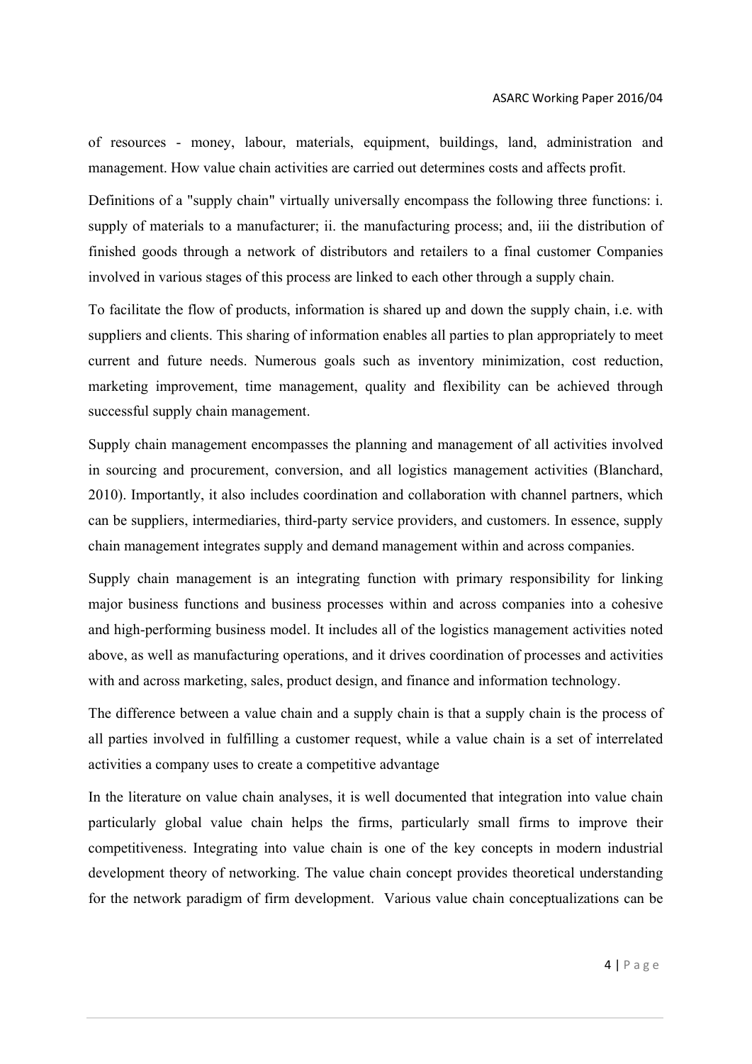of resources - money, labour, materials, equipment, buildings, land, administration and management. How value chain activities are carried out determines costs and affects profit.

Definitions of a "supply chain" virtually universally encompass the following three functions: i. supply of materials to a manufacturer; ii. the manufacturing process; and, iii the distribution of finished goods through a network of distributors and retailers to a final customer Companies involved in various stages of this process are linked to each other through a supply chain.

To facilitate the flow of products, information is shared up and down the supply chain, i.e. with suppliers and clients. This sharing of information enables all parties to plan appropriately to meet current and future needs. Numerous goals such as inventory minimization, cost reduction, marketing improvement, time management, quality and flexibility can be achieved through successful supply chain management.

Supply chain management encompasses the planning and management of all activities involved in sourcing and procurement, conversion, and all logistics management activities (Blanchard, 2010). Importantly, it also includes coordination and collaboration with channel partners, which can be suppliers, intermediaries, third-party service providers, and customers. In essence, supply chain management integrates supply and demand management within and across companies.

Supply chain management is an integrating function with primary responsibility for linking major business functions and business processes within and across companies into a cohesive and high-performing business model. It includes all of the logistics management activities noted above, as well as manufacturing operations, and it drives coordination of processes and activities with and across marketing, sales, product design, and finance and information technology.

The difference between a value chain and a supply chain is that a supply chain is the process of all parties involved in fulfilling a customer request, while a value chain is a set of interrelated activities a company uses to create a competitive advantage

In the literature on value chain analyses, it is well documented that integration into value chain particularly global value chain helps the firms, particularly small firms to improve their competitiveness. Integrating into value chain is one of the key concepts in modern industrial development theory of networking. The value chain concept provides theoretical understanding for the network paradigm of firm development. Various value chain conceptualizations can be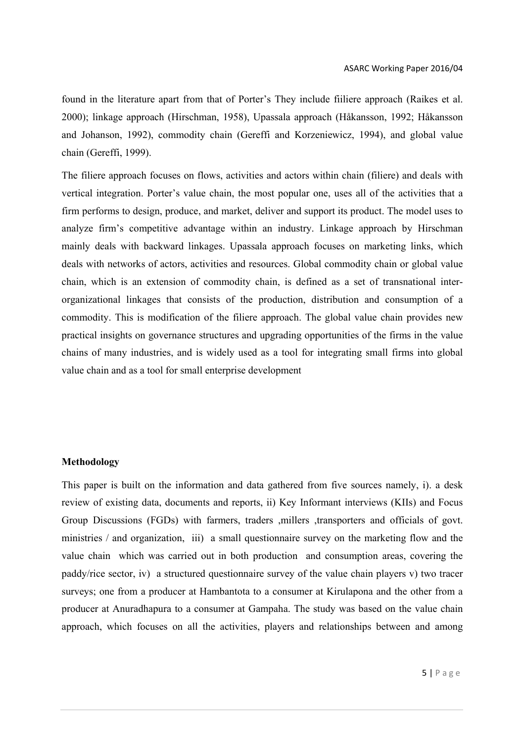found in the literature apart from that of Porter's They include fiiliere approach (Raikes et al. 2000); linkage approach (Hirschman, 1958), Upassala approach (Håkansson, 1992; Håkansson and Johanson, 1992), commodity chain (Gereffi and Korzeniewicz, 1994), and global value chain (Gereffi, 1999).

The filiere approach focuses on flows, activities and actors within chain (filiere) and deals with vertical integration. Porter's value chain, the most popular one, uses all of the activities that a firm performs to design, produce, and market, deliver and support its product. The model uses to analyze firm's competitive advantage within an industry. Linkage approach by Hirschman mainly deals with backward linkages. Upassala approach focuses on marketing links, which deals with networks of actors, activities and resources. Global commodity chain or global value chain, which is an extension of commodity chain, is defined as a set of transnational inter-organizational linkages that consists of the production, distribution and consumption of a commodity. This is modification of the filiere approach. The global value chain provides new practical insights on governance structures and upgrading opportunities of the firms in the value chains of many industries, and is widely used as a tool for integrating small firms into global value chain and as a tool for small enterprise development

**Methodology**

This paper is built on the information and data gathered from five sources namely, i). a desk review of existing data, documents and reports, ii) Key Informant interviews (KIIs) and Focus Group Discussions (FGDs) with farmers, traders ,millers ,transporters and officials of govt. ministries / and organization, iii) a small questionnaire survey on the marketing flow and the value chain which was carried out in both production and consumption areas, covering the paddy/rice sector, iv) a structured questionnaire survey of the value chain players v) two tracer surveys; one from a producer at Hambantota to a consumer at Kirulapona and the other from a producer at Anuradhapura to a consumer at Gampaha. The study was based on the value chain approach, which focuses on all the activities, players and relationships between and among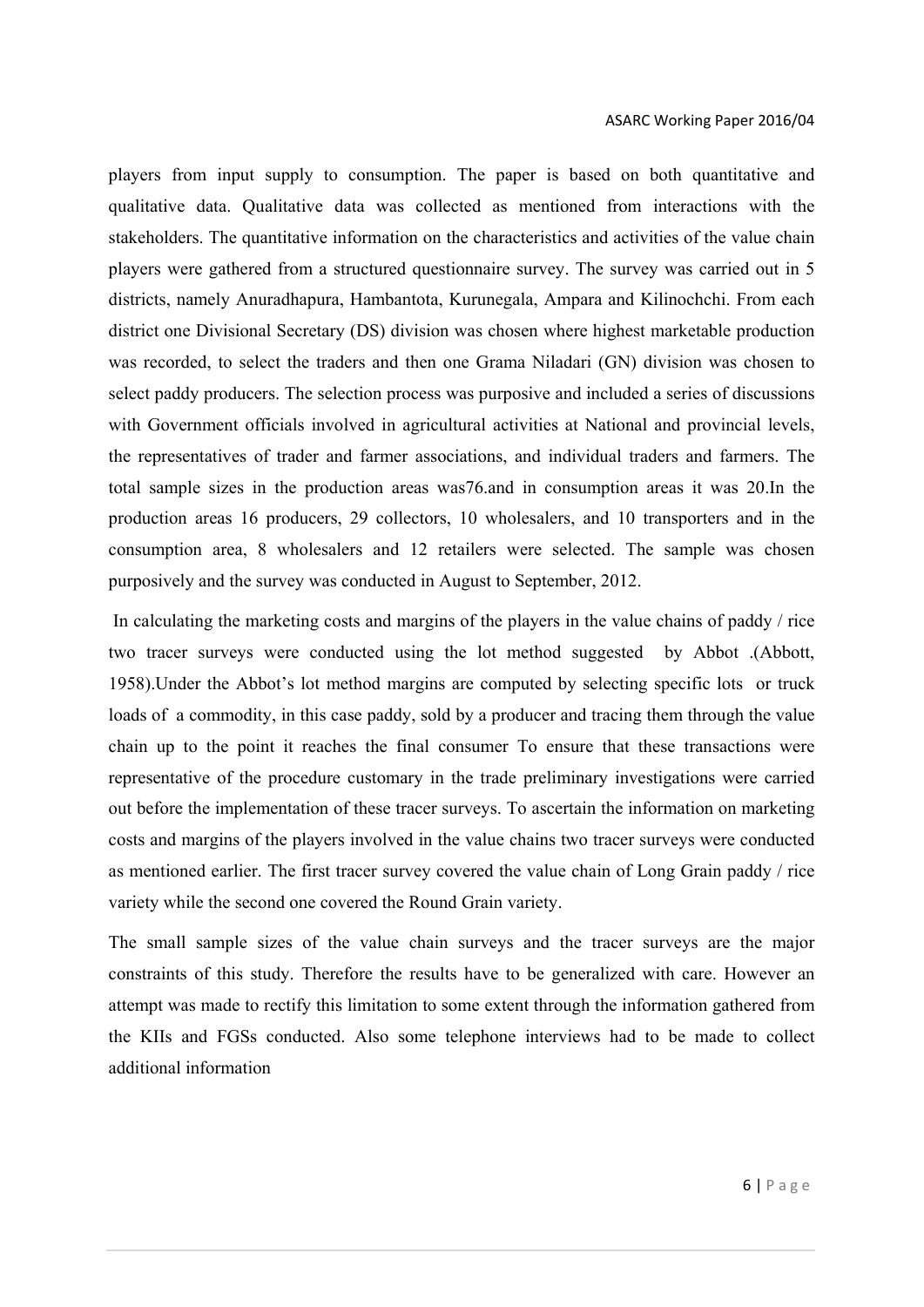players from input supply to consumption. The paper is based on both quantitative and qualitative data. Qualitative data was collected as mentioned from interactions with the stakeholders. The quantitative information on the characteristics and activities of the value chain players were gathered from a structured questionnaire survey. The survey was carried out in 5 districts, namely Anuradhapura, Hambantota, Kurunegala, Ampara and Kilinochchi. From each district one Divisional Secretary (DS) division was chosen where highest marketable production was recorded, to select the traders and then one Grama Niladari (GN) division was chosen to select paddy producers. The selection process was purposive and included a series of discussions with Government officials involved in agricultural activities at National and provincial levels, the representatives of trader and farmer associations, and individual traders and farmers. The total sample sizes in the production areas was76.and in consumption areas it was 20.In the production areas 16 producers, 29 collectors, 10 wholesalers, and 10 transporters and in the consumption area, 8 wholesalers and 12 retailers were selected. The sample was chosen purposively and the survey was conducted in August to September, 2012.

In calculating the marketing costs and margins of the players in the value chains of paddy / rice two tracer surveys were conducted using the lot method suggested by Abbot .(Abbott, 1958).Under the Abbot's lot method margins are computed by selecting specific lots or truck loads of a commodity, in this case paddy, sold by a producer and tracing them through the value chain up to the point it reaches the final consumer To ensure that these transactions were representative of the procedure customary in the trade preliminary investigations were carried out before the implementation of these tracer surveys. To ascertain the information on marketing costs and margins of the players involved in the value chains two tracer surveys were conducted as mentioned earlier. The first tracer survey covered the value chain of Long Grain paddy / rice variety while the second one covered the Round Grain variety.

The small sample sizes of the value chain surveys and the tracer surveys are the major constraints of this study. Therefore the results have to be generalized with care. However an attempt was made to rectify this limitation to some extent through the information gathered from the KIIs and FGSs conducted. Also some telephone interviews had to be made to collect additional information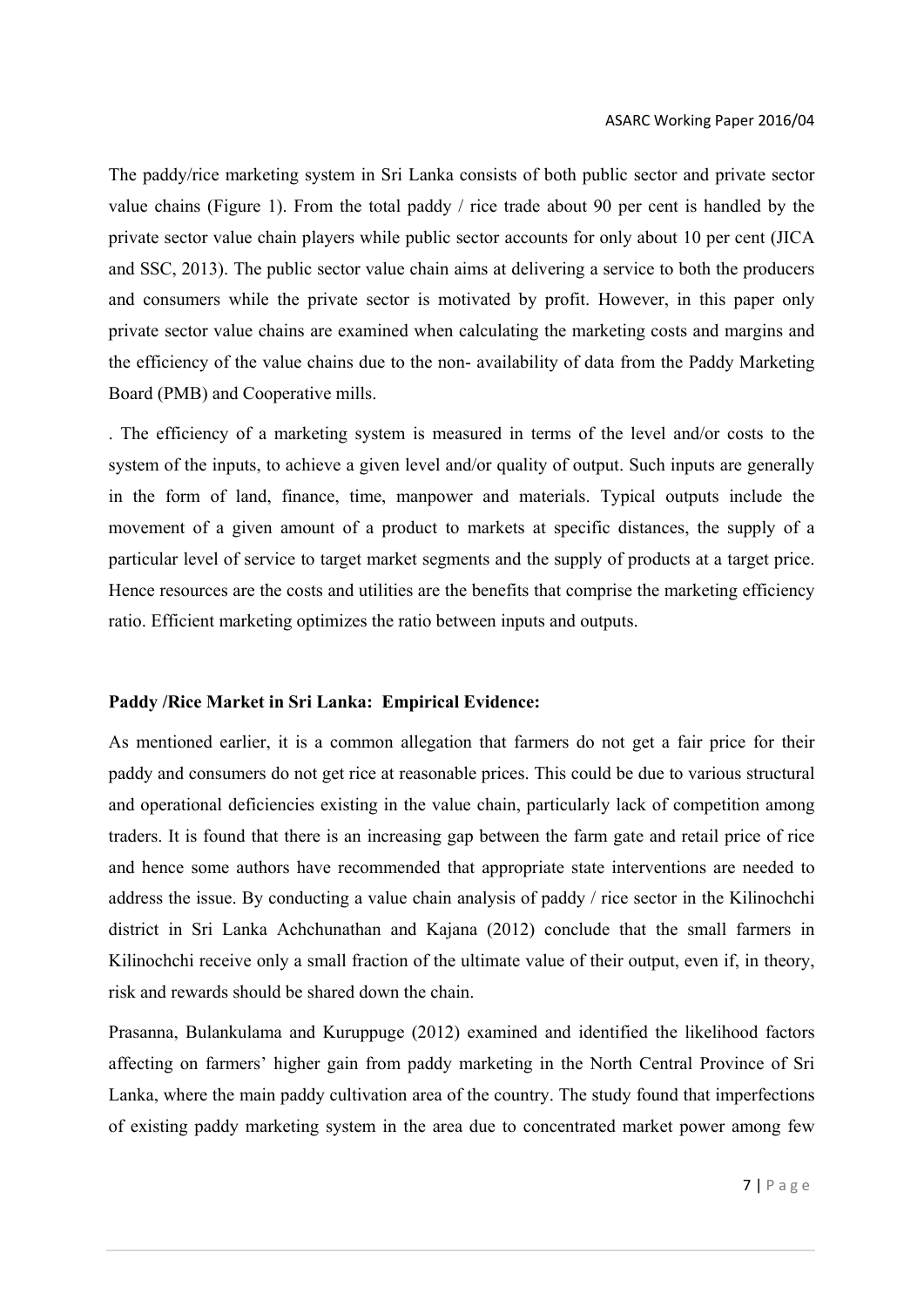The paddy/rice marketing system in Sri Lanka consists of both public sector and private sector value chains (Figure 1). From the total paddy / rice trade about 90 per cent is handled by the private sector value chain players while public sector accounts for only about 10 per cent (JICA and SSC, 2013). The public sector value chain aims at delivering a service to both the producers and consumers while the private sector is motivated by profit. However, in this paper only private sector value chains are examined when calculating the marketing costs and margins and the efficiency of the value chains due to the non- availability of data from the Paddy Marketing Board (PMB) and Cooperative mills.

. The efficiency of a marketing system is measured in terms of the level and/or costs to the system of the inputs, to achieve a given level and/or quality of output. Such inputs are generally in the form of land, finance, time, manpower and materials. Typical outputs include the movement of a given amount of a product to markets at specific distances, the supply of a particular level of service to target market segments and the supply of products at a target price. Hence resources are the costs and utilities are the benefits that comprise the marketing efficiency ratio. Efficient marketing optimizes the ratio between inputs and outputs.

**Paddy /Rice Market in Sri Lanka: Empirical Evidence:**

As mentioned earlier, it is a common allegation that farmers do not get a fair price for their paddy and consumers do not get rice at reasonable prices. This could be due to various structural and operational deficiencies existing in the value chain, particularly lack of competition among traders. It is found that there is an increasing gap between the farm gate and retail price of rice and hence some authors have recommended that appropriate state interventions are needed to address the issue. By conducting a value chain analysis of paddy / rice sector in the Kilinochchi district in Sri Lanka Achchunathan and Kajana (2012) conclude that the small farmers in Kilinochchi receive only a small fraction of the ultimate value of their output, even if, in theory, risk and rewards should be shared down the chain.

Prasanna, Bulankulama and Kuruppuge (2012) examined and identified the likelihood factors affecting on farmers' higher gain from paddy marketing in the North Central Province of Sri Lanka, where the main paddy cultivation area of the country. The study found that imperfections of existing paddy marketing system in the area due to concentrated market power among few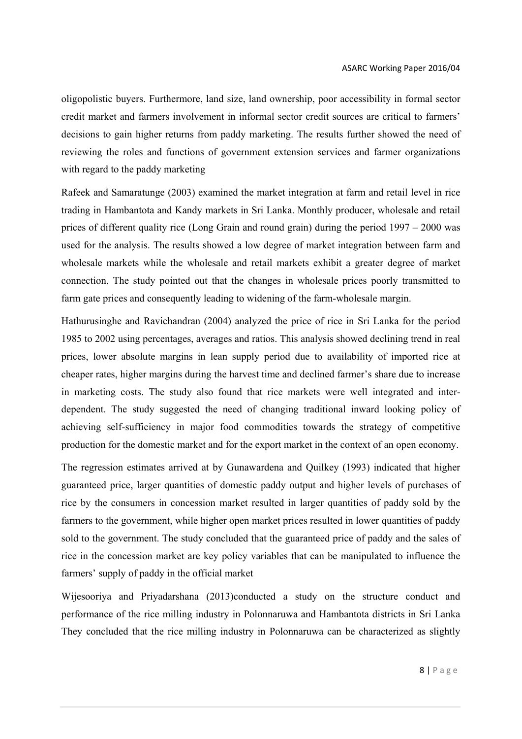oligopolistic buyers. Furthermore, land size, land ownership, poor accessibility in formal sector credit market and farmers involvement in informal sector credit sources are critical to farmers' decisions to gain higher returns from paddy marketing. The results further showed the need of reviewing the roles and functions of government extension services and farmer organizations with regard to the paddy marketing

Rafeek and Samaratunge (2003) examined the market integration at farm and retail level in rice trading in Hambantota and Kandy markets in Sri Lanka. Monthly producer, wholesale and retail prices of different quality rice (Long Grain and round grain) during the period 1997 – 2000 was used for the analysis. The results showed a low degree of market integration between farm and wholesale markets while the wholesale and retail markets exhibit a greater degree of market connection. The study pointed out that the changes in wholesale prices poorly transmitted to farm gate prices and consequently leading to widening of the farm-wholesale margin.

Hathurusinghe and Ravichandran (2004) analyzed the price of rice in Sri Lanka for the period 1985 to 2002 using percentages, averages and ratios. This analysis showed declining trend in real prices, lower absolute margins in lean supply period due to availability of imported rice at cheaper rates, higher margins during the harvest time and declined farmer's share due to increase in marketing costs. The study also found that rice markets were well integrated and inter-dependent. The study suggested the need of changing traditional inward looking policy of achieving self-sufficiency in major food commodities towards the strategy of competitive production for the domestic market and for the export market in the context of an open economy.

The regression estimates arrived at by Gunawardena and Quilkey (1993) indicated that higher guaranteed price, larger quantities of domestic paddy output and higher levels of purchases of rice by the consumers in concession market resulted in larger quantities of paddy sold by the farmers to the government, while higher open market prices resulted in lower quantities of paddy sold to the government. The study concluded that the guaranteed price of paddy and the sales of rice in the concession market are key policy variables that can be manipulated to influence the farmers' supply of paddy in the official market

Wijesooriya and Priyadarshana (2013)conducted a study on the structure conduct and performance of the rice milling industry in Polonnaruwa and Hambantota districts in Sri Lanka They concluded that the rice milling industry in Polonnaruwa can be characterized as slightly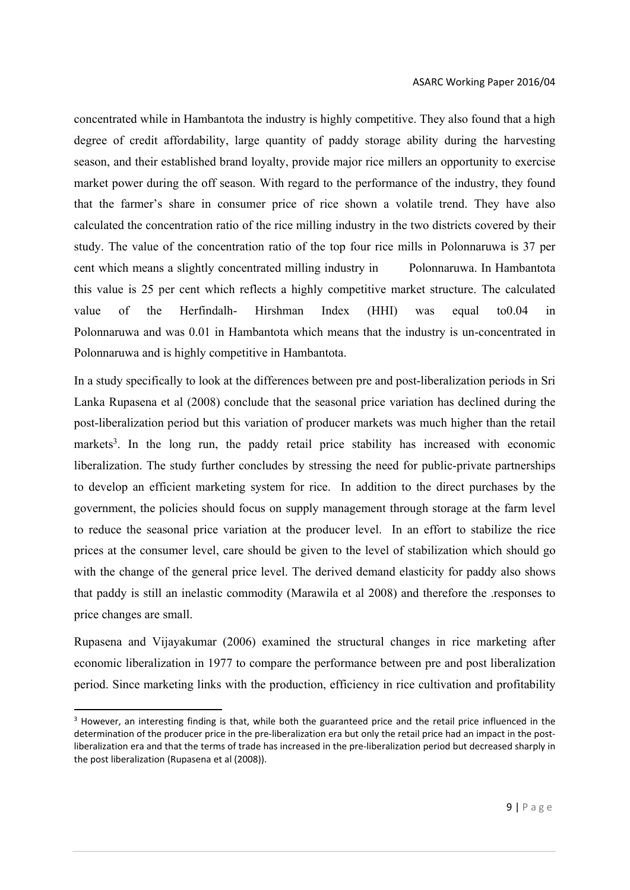concentrated while in Hambantota the industry is highly competitive. They also found that a high degree of credit affordability, large quantity of paddy storage ability during the harvesting season, and their established brand loyalty, provide major rice millers an opportunity to exercise market power during the off season. With regard to the performance of the industry, they found that the farmer's share in consumer price of rice shown a volatile trend. They have also calculated the concentration ratio of the rice milling industry in the two districts covered by their study. The value of the concentration ratio of the top four rice mills in Polonnaruwa is 37 per cent which means a slightly concentrated milling industry in Polonnaruwa. In Hambantota this value is 25 per cent which reflects a highly competitive market structure. The calculated value of the Herfindalh- Hirshman Index (HHI) was equal to0.04 in Polonnaruwa and was 0.01 in Hambantota which means that the industry is un-concentrated in Polonnaruwa and is highly competitive in Hambantota.

In a study specifically to look at the differences between pre and post-liberalization periods in Sri Lanka Rupasena et al (2008) conclude that the seasonal price variation has declined during the post-liberalization period but this variation of producer markets was much higher than the retail markets[3]. In the long run, the paddy retail price stability has increased with economic liberalization. The study further concludes by stressing the need for public-private partnerships to develop an efficient marketing system for rice. In addition to the direct purchases by the government, the policies should focus on supply management through storage at the farm level to reduce the seasonal price variation at the producer level. In an effort to stabilize the rice prices at the consumer level, care should be given to the level of stabilization which should go with the change of the general price level. The derived demand elasticity for paddy also shows that paddy is still an inelastic commodity (Marawila et al 2008) and therefore the .responses to price changes are small.

Rupasena and Vijayakumar (2006) examined the structural changes in rice marketing after economic liberalization in 1977 to compare the performance between pre and post liberalization period. Since marketing links with the production, efficiency in rice cultivation and profitability

[3] However, an interesting finding is that, while both the guaranteed price and the retail price influenced in the determination of the producer price in the pre-liberalization era but only the retail price had an impact in the post-liberalization era and that the terms of trade has increased in the pre-liberalization period but decreased sharply in the post liberalization (Rupasena et al (2008)).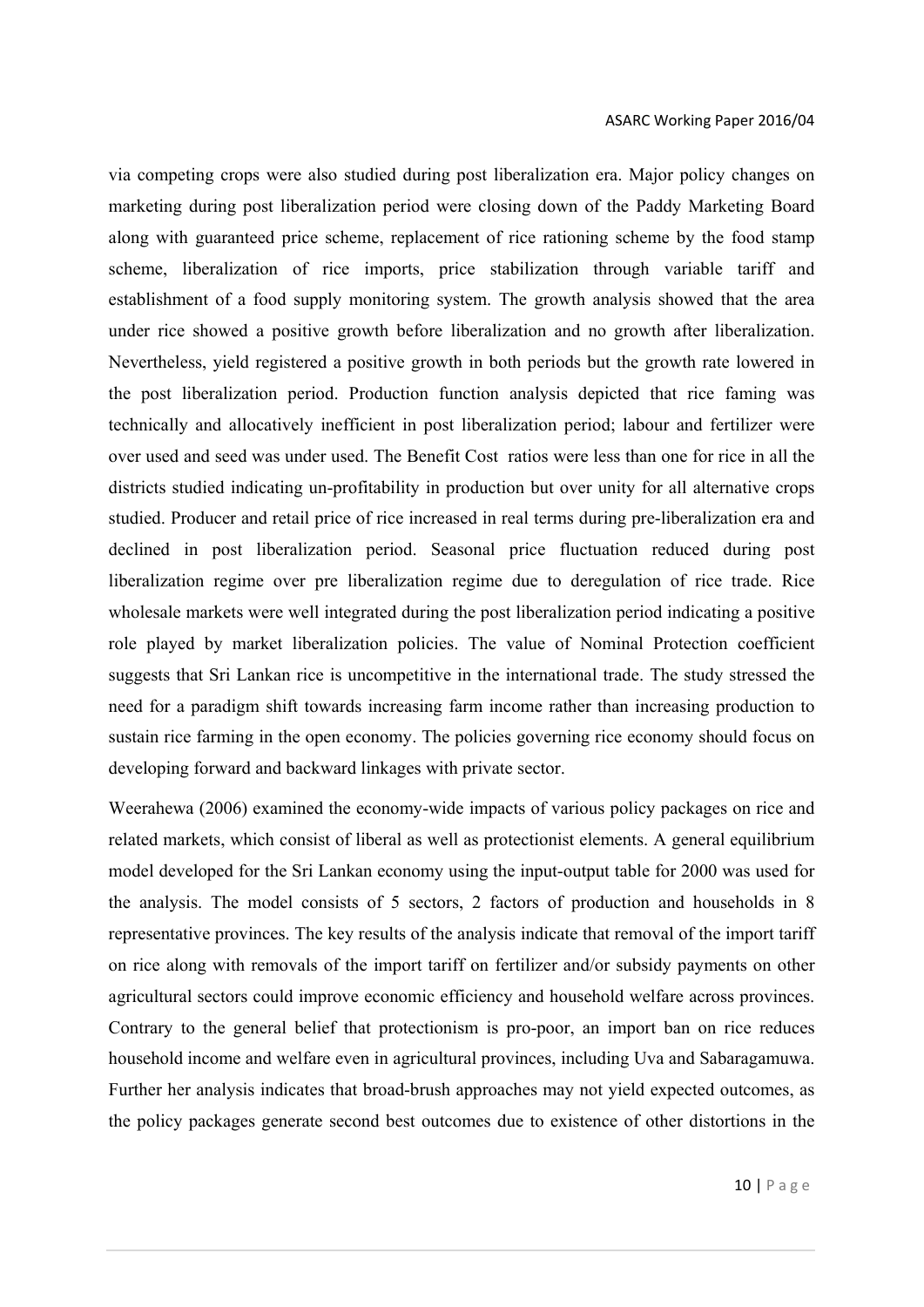via competing crops were also studied during post liberalization era. Major policy changes on marketing during post liberalization period were closing down of the Paddy Marketing Board along with guaranteed price scheme, replacement of rice rationing scheme by the food stamp scheme, liberalization of rice imports, price stabilization through variable tariff and establishment of a food supply monitoring system. The growth analysis showed that the area under rice showed a positive growth before liberalization and no growth after liberalization. Nevertheless, yield registered a positive growth in both periods but the growth rate lowered in the post liberalization period. Production function analysis depicted that rice faming was technically and allocatively inefficient in post liberalization period; labour and fertilizer were over used and seed was under used. The Benefit Cost ratios were less than one for rice in all the districts studied indicating un-profitability in production but over unity for all alternative crops studied. Producer and retail price of rice increased in real terms during pre-liberalization era and declined in post liberalization period. Seasonal price fluctuation reduced during post liberalization regime over pre liberalization regime due to deregulation of rice trade. Rice wholesale markets were well integrated during the post liberalization period indicating a positive role played by market liberalization policies. The value of Nominal Protection coefficient suggests that Sri Lankan rice is uncompetitive in the international trade. The study stressed the need for a paradigm shift towards increasing farm income rather than increasing production to sustain rice farming in the open economy. The policies governing rice economy should focus on developing forward and backward linkages with private sector.

Weerahewa (2006) examined the economy-wide impacts of various policy packages on rice and related markets, which consist of liberal as well as protectionist elements. A general equilibrium model developed for the Sri Lankan economy using the input-output table for 2000 was used for the analysis. The model consists of 5 sectors, 2 factors of production and households in 8 representative provinces. The key results of the analysis indicate that removal of the import tariff on rice along with removals of the import tariff on fertilizer and/or subsidy payments on other agricultural sectors could improve economic efficiency and household welfare across provinces. Contrary to the general belief that protectionism is pro-poor, an import ban on rice reduces household income and welfare even in agricultural provinces, including Uva and Sabaragamuwa. Further her analysis indicates that broad-brush approaches may not yield expected outcomes, as the policy packages generate second best outcomes due to existence of other distortions in the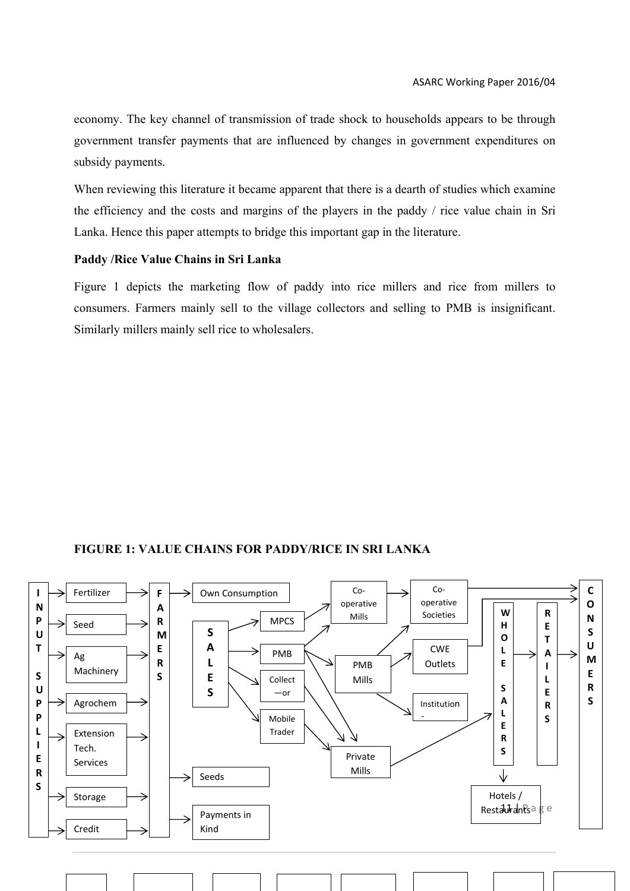economy. The key channel of transmission of trade shock to households appears to be through government transfer payments that are influenced by changes in government expenditures on subsidy payments.

When reviewing this literature it became apparent that there is a dearth of studies which examine the efficiency and the costs and margins of the players in the paddy / rice value chain in Sri Lanka. Hence this paper attempts to bridge this important gap in the literature.

**Paddy /Rice Value Chains in Sri Lanka**

Figure 1 depicts the marketing flow of paddy into rice millers and rice from millers to consumers. Farmers mainly sell to the village collectors and selling to PMB is insignificant. Similarly millers mainly sell rice to wholesalers.

**FIGURE 1: VALUE CHAINS FOR PADDY/RICE IN SRI LANKA**

INPUT SUPPLIERS → Fertilizer, Seed, Ag Machinery, Agrochem, Extension Tech. Services, Storage, Credit → FARMERS → Own Consumption; SALES; Seeds; Payments in Kind

SALES → MPCS, PMB, Collect—or, Mobile Trader → Co-operative Mills, PMB Mills, Private Mills → Co-operative Societies, CWE Outlets, Institution- → WHOLESALERS → RETAILERS → CONSUMERS; WHOLESALERS → Hotels / Restaurants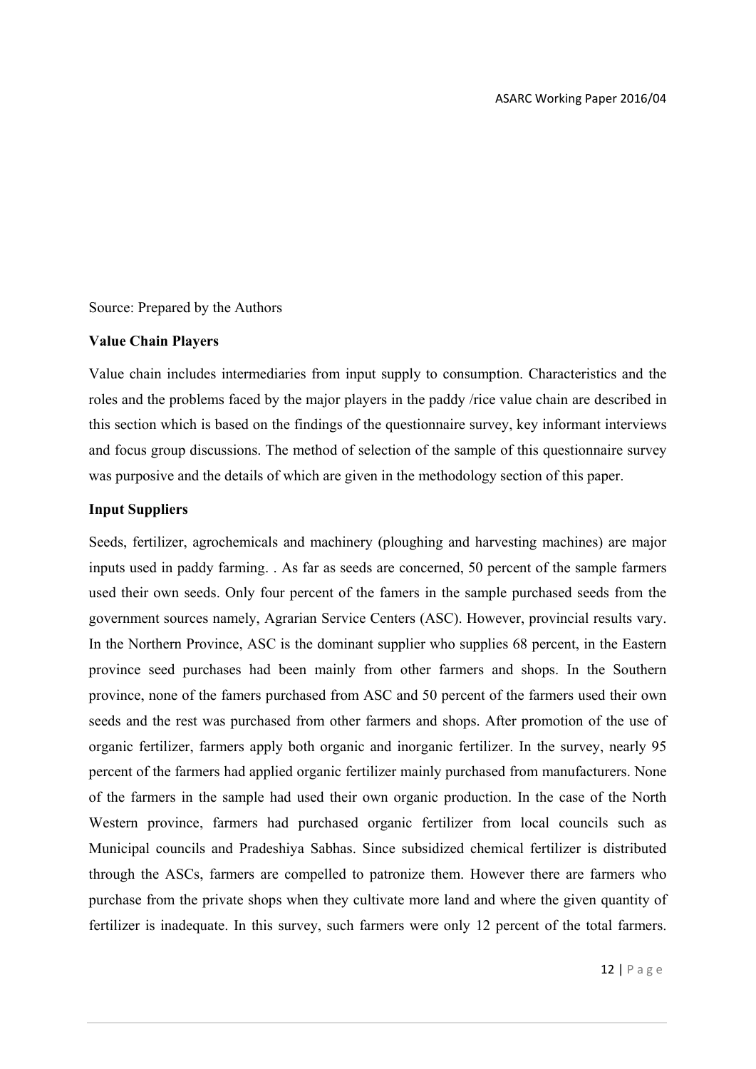Source: Prepared by the Authors

**Value Chain Players**

Value chain includes intermediaries from input supply to consumption. Characteristics and the roles and the problems faced by the major players in the paddy /rice value chain are described in this section which is based on the findings of the questionnaire survey, key informant interviews and focus group discussions. The method of selection of the sample of this questionnaire survey was purposive and the details of which are given in the methodology section of this paper.

**Input Suppliers**

Seeds, fertilizer, agrochemicals and machinery (ploughing and harvesting machines) are major inputs used in paddy farming. . As far as seeds are concerned, 50 percent of the sample farmers used their own seeds. Only four percent of the famers in the sample purchased seeds from the government sources namely, Agrarian Service Centers (ASC). However, provincial results vary. In the Northern Province, ASC is the dominant supplier who supplies 68 percent, in the Eastern province seed purchases had been mainly from other farmers and shops. In the Southern province, none of the famers purchased from ASC and 50 percent of the farmers used their own seeds and the rest was purchased from other farmers and shops. After promotion of the use of organic fertilizer, farmers apply both organic and inorganic fertilizer. In the survey, nearly 95 percent of the farmers had applied organic fertilizer mainly purchased from manufacturers. None of the farmers in the sample had used their own organic production. In the case of the North Western province, farmers had purchased organic fertilizer from local councils such as Municipal councils and Pradeshiya Sabhas. Since subsidized chemical fertilizer is distributed through the ASCs, farmers are compelled to patronize them. However there are farmers who purchase from the private shops when they cultivate more land and where the given quantity of fertilizer is inadequate. In this survey, such farmers were only 12 percent of the total farmers.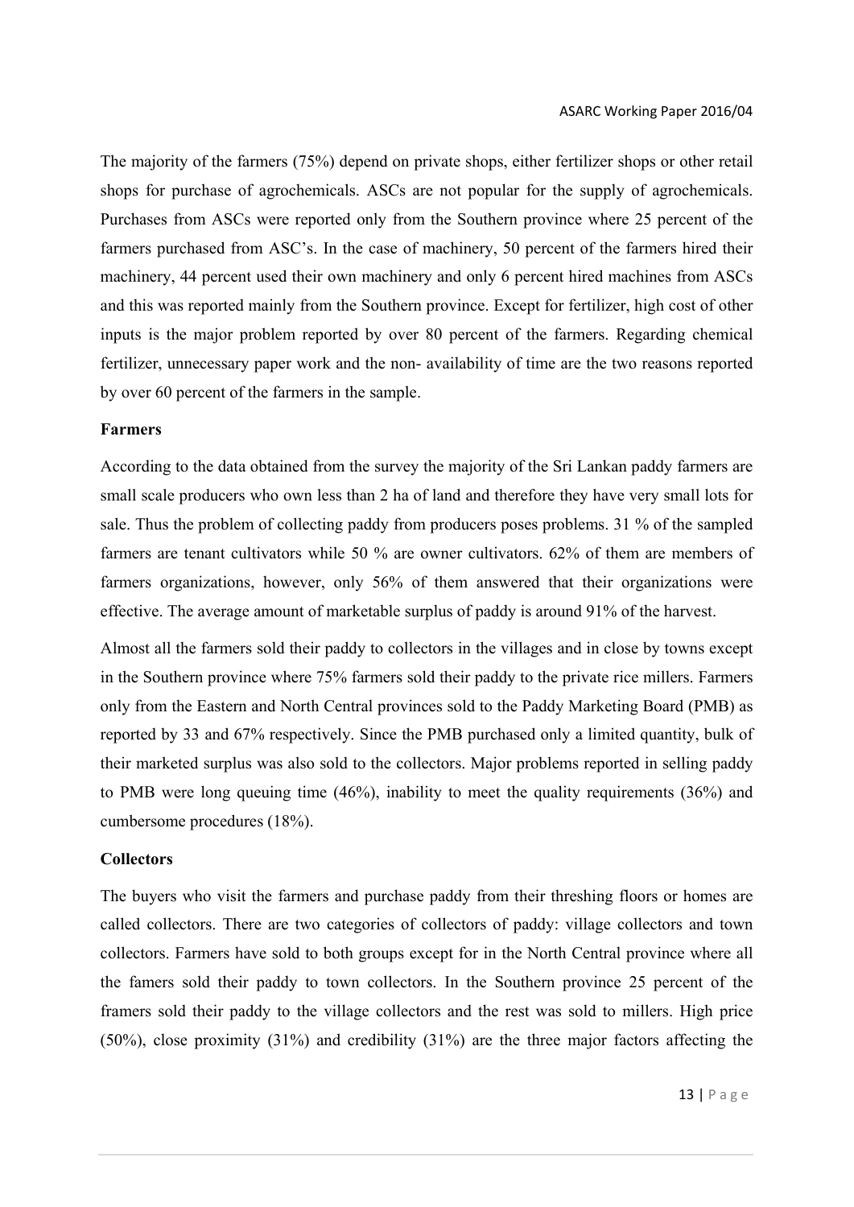The majority of the farmers (75%) depend on private shops, either fertilizer shops or other retail shops for purchase of agrochemicals. ASCs are not popular for the supply of agrochemicals. Purchases from ASCs were reported only from the Southern province where 25 percent of the farmers purchased from ASC's. In the case of machinery, 50 percent of the farmers hired their machinery, 44 percent used their own machinery and only 6 percent hired machines from ASCs and this was reported mainly from the Southern province. Except for fertilizer, high cost of other inputs is the major problem reported by over 80 percent of the farmers. Regarding chemical fertilizer, unnecessary paper work and the non- availability of time are the two reasons reported by over 60 percent of the farmers in the sample.

**Farmers**

According to the data obtained from the survey the majority of the Sri Lankan paddy farmers are small scale producers who own less than 2 ha of land and therefore they have very small lots for sale. Thus the problem of collecting paddy from producers poses problems. 31 % of the sampled farmers are tenant cultivators while 50 % are owner cultivators. 62% of them are members of farmers organizations, however, only 56% of them answered that their organizations were effective. The average amount of marketable surplus of paddy is around 91% of the harvest.

Almost all the farmers sold their paddy to collectors in the villages and in close by towns except in the Southern province where 75% farmers sold their paddy to the private rice millers. Farmers only from the Eastern and North Central provinces sold to the Paddy Marketing Board (PMB) as reported by 33 and 67% respectively. Since the PMB purchased only a limited quantity, bulk of their marketed surplus was also sold to the collectors. Major problems reported in selling paddy to PMB were long queuing time (46%), inability to meet the quality requirements (36%) and cumbersome procedures (18%).

**Collectors**

The buyers who visit the farmers and purchase paddy from their threshing floors or homes are called collectors. There are two categories of collectors of paddy: village collectors and town collectors. Farmers have sold to both groups except for in the North Central province where all the famers sold their paddy to town collectors. In the Southern province 25 percent of the framers sold their paddy to the village collectors and the rest was sold to millers. High price (50%), close proximity (31%) and credibility (31%) are the three major factors affecting the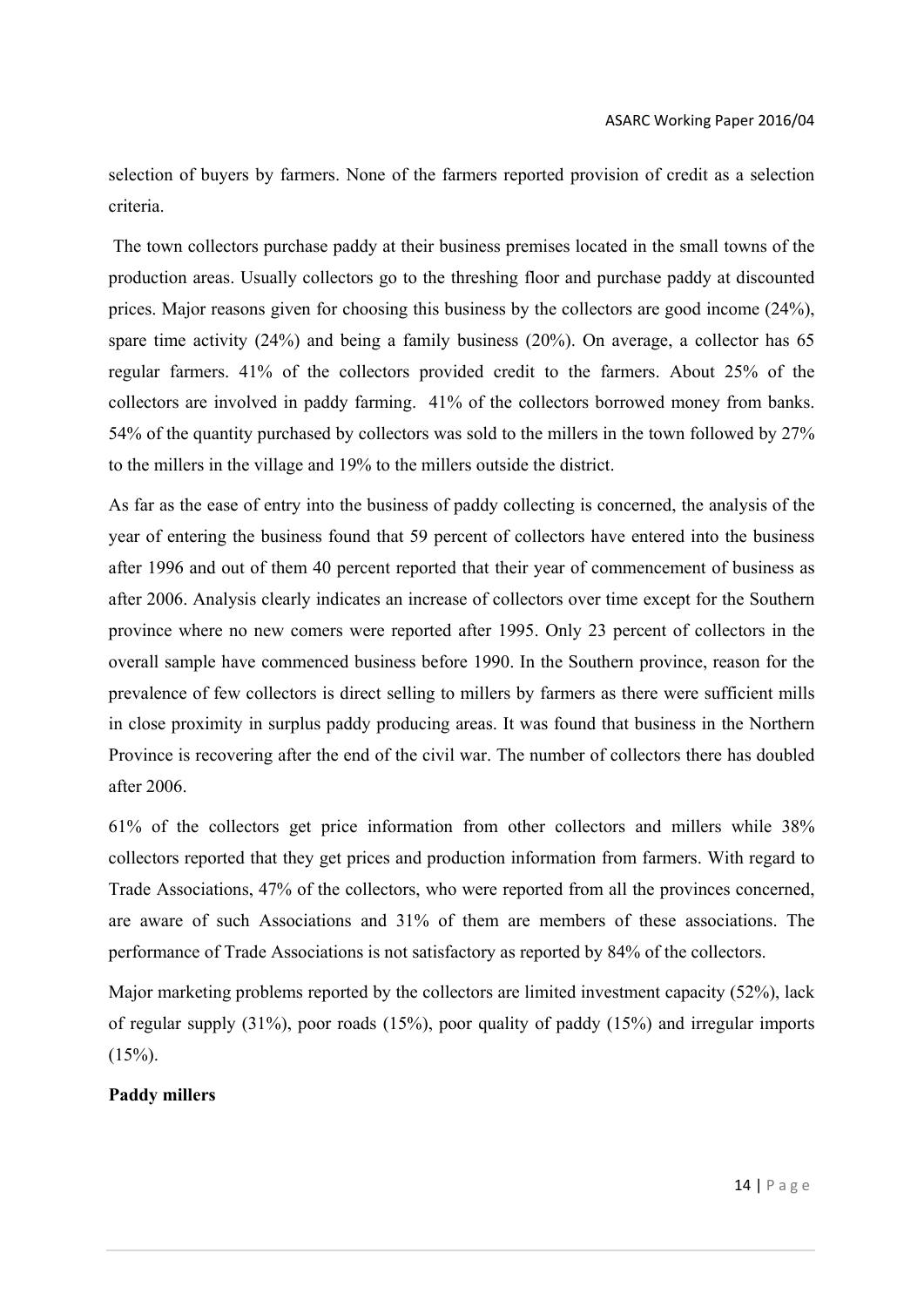selection of buyers by farmers. None of the farmers reported provision of credit as a selection criteria.

The town collectors purchase paddy at their business premises located in the small towns of the production areas. Usually collectors go to the threshing floor and purchase paddy at discounted prices. Major reasons given for choosing this business by the collectors are good income (24%), spare time activity (24%) and being a family business (20%). On average, a collector has 65 regular farmers. 41% of the collectors provided credit to the farmers. About 25% of the collectors are involved in paddy farming. 41% of the collectors borrowed money from banks. 54% of the quantity purchased by collectors was sold to the millers in the town followed by 27% to the millers in the village and 19% to the millers outside the district.

As far as the ease of entry into the business of paddy collecting is concerned, the analysis of the year of entering the business found that 59 percent of collectors have entered into the business after 1996 and out of them 40 percent reported that their year of commencement of business as after 2006. Analysis clearly indicates an increase of collectors over time except for the Southern province where no new comers were reported after 1995. Only 23 percent of collectors in the overall sample have commenced business before 1990. In the Southern province, reason for the prevalence of few collectors is direct selling to millers by farmers as there were sufficient mills in close proximity in surplus paddy producing areas. It was found that business in the Northern Province is recovering after the end of the civil war. The number of collectors there has doubled after 2006.

61% of the collectors get price information from other collectors and millers while 38% collectors reported that they get prices and production information from farmers. With regard to Trade Associations, 47% of the collectors, who were reported from all the provinces concerned, are aware of such Associations and 31% of them are members of these associations. The performance of Trade Associations is not satisfactory as reported by 84% of the collectors.

Major marketing problems reported by the collectors are limited investment capacity (52%), lack of regular supply (31%), poor roads (15%), poor quality of paddy (15%) and irregular imports (15%).

**Paddy millers**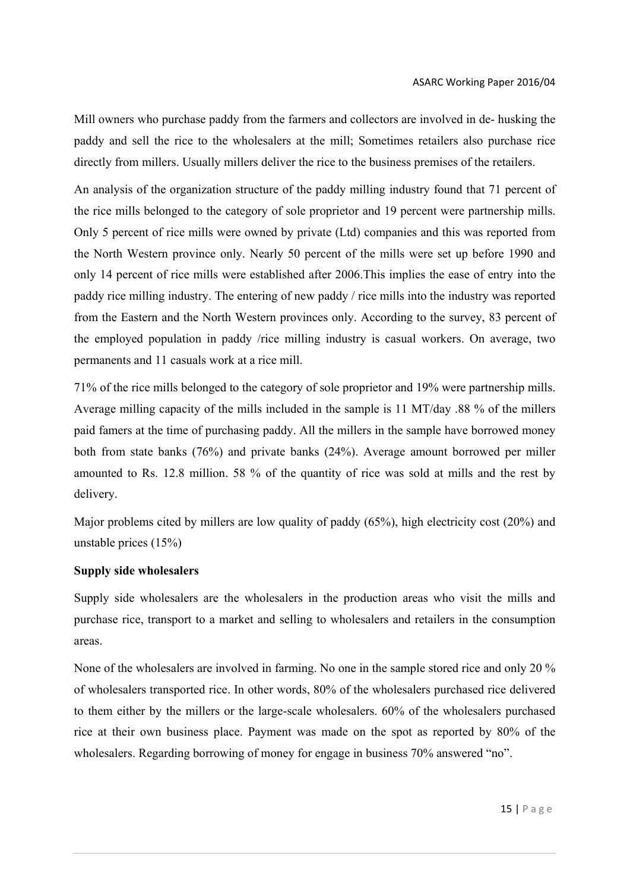Mill owners who purchase paddy from the farmers and collectors are involved in de- husking the paddy and sell the rice to the wholesalers at the mill; Sometimes retailers also purchase rice directly from millers. Usually millers deliver the rice to the business premises of the retailers.

An analysis of the organization structure of the paddy milling industry found that 71 percent of the rice mills belonged to the category of sole proprietor and 19 percent were partnership mills. Only 5 percent of rice mills were owned by private (Ltd) companies and this was reported from the North Western province only. Nearly 50 percent of the mills were set up before 1990 and only 14 percent of rice mills were established after 2006.This implies the ease of entry into the paddy rice milling industry. The entering of new paddy / rice mills into the industry was reported from the Eastern and the North Western provinces only. According to the survey, 83 percent of the employed population in paddy /rice milling industry is casual workers. On average, two permanents and 11 casuals work at a rice mill.

71% of the rice mills belonged to the category of sole proprietor and 19% were partnership mills. Average milling capacity of the mills included in the sample is 11 MT/day .88 % of the millers paid famers at the time of purchasing paddy. All the millers in the sample have borrowed money both from state banks (76%) and private banks (24%). Average amount borrowed per miller amounted to Rs. 12.8 million. 58 % of the quantity of rice was sold at mills and the rest by delivery.

Major problems cited by millers are low quality of paddy (65%), high electricity cost (20%) and unstable prices (15%)

**Supply side wholesalers**

Supply side wholesalers are the wholesalers in the production areas who visit the mills and purchase rice, transport to a market and selling to wholesalers and retailers in the consumption areas.

None of the wholesalers are involved in farming. No one in the sample stored rice and only 20 % of wholesalers transported rice. In other words, 80% of the wholesalers purchased rice delivered to them either by the millers or the large-scale wholesalers. 60% of the wholesalers purchased rice at their own business place. Payment was made on the spot as reported by 80% of the wholesalers. Regarding borrowing of money for engage in business 70% answered "no".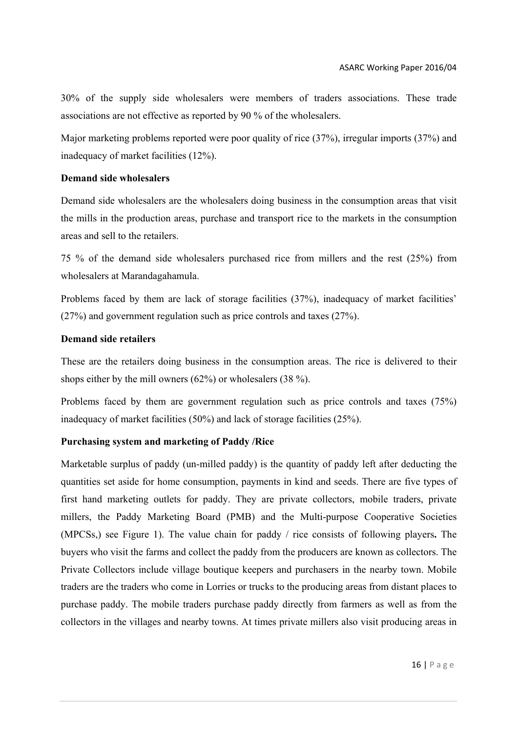30% of the supply side wholesalers were members of traders associations. These trade associations are not effective as reported by 90 % of the wholesalers.

Major marketing problems reported were poor quality of rice (37%), irregular imports (37%) and inadequacy of market facilities (12%).

**Demand side wholesalers**

Demand side wholesalers are the wholesalers doing business in the consumption areas that visit the mills in the production areas, purchase and transport rice to the markets in the consumption areas and sell to the retailers.

75 % of the demand side wholesalers purchased rice from millers and the rest (25%) from wholesalers at Marandagahamula.

Problems faced by them are lack of storage facilities (37%), inadequacy of market facilities' (27%) and government regulation such as price controls and taxes (27%).

**Demand side retailers**

These are the retailers doing business in the consumption areas. The rice is delivered to their shops either by the mill owners (62%) or wholesalers (38 %).

Problems faced by them are government regulation such as price controls and taxes (75%) inadequacy of market facilities (50%) and lack of storage facilities (25%).

**Purchasing system and marketing of Paddy /Rice**

Marketable surplus of paddy (un-milled paddy) is the quantity of paddy left after deducting the quantities set aside for home consumption, payments in kind and seeds. There are five types of first hand marketing outlets for paddy. They are private collectors, mobile traders, private millers, the Paddy Marketing Board (PMB) and the Multi-purpose Cooperative Societies (MPCSs,) see Figure 1). The value chain for paddy / rice consists of following players**.** The buyers who visit the farms and collect the paddy from the producers are known as collectors. The Private Collectors include village boutique keepers and purchasers in the nearby town. Mobile traders are the traders who come in Lorries or trucks to the producing areas from distant places to purchase paddy. The mobile traders purchase paddy directly from farmers as well as from the collectors in the villages and nearby towns. At times private millers also visit producing areas in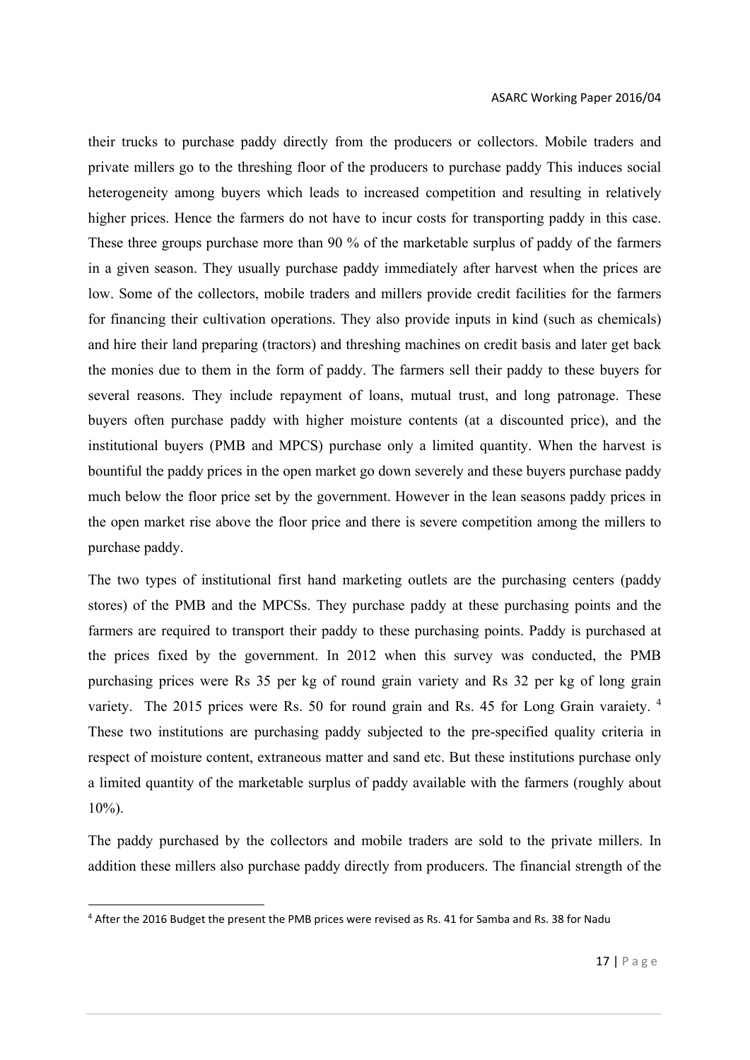their trucks to purchase paddy directly from the producers or collectors. Mobile traders and private millers go to the threshing floor of the producers to purchase paddy This induces social heterogeneity among buyers which leads to increased competition and resulting in relatively higher prices. Hence the farmers do not have to incur costs for transporting paddy in this case. These three groups purchase more than 90 % of the marketable surplus of paddy of the farmers in a given season. They usually purchase paddy immediately after harvest when the prices are low. Some of the collectors, mobile traders and millers provide credit facilities for the farmers for financing their cultivation operations. They also provide inputs in kind (such as chemicals) and hire their land preparing (tractors) and threshing machines on credit basis and later get back the monies due to them in the form of paddy. The farmers sell their paddy to these buyers for several reasons. They include repayment of loans, mutual trust, and long patronage. These buyers often purchase paddy with higher moisture contents (at a discounted price), and the institutional buyers (PMB and MPCS) purchase only a limited quantity. When the harvest is bountiful the paddy prices in the open market go down severely and these buyers purchase paddy much below the floor price set by the government. However in the lean seasons paddy prices in the open market rise above the floor price and there is severe competition among the millers to purchase paddy.

The two types of institutional first hand marketing outlets are the purchasing centers (paddy stores) of the PMB and the MPCSs. They purchase paddy at these purchasing points and the farmers are required to transport their paddy to these purchasing points. Paddy is purchased at the prices fixed by the government. In 2012 when this survey was conducted, the PMB purchasing prices were Rs 35 per kg of round grain variety and Rs 32 per kg of long grain variety. The 2015 prices were Rs. 50 for round grain and Rs. 45 for Long Grain varaiety. [4] These two institutions are purchasing paddy subjected to the pre-specified quality criteria in respect of moisture content, extraneous matter and sand etc. But these institutions purchase only a limited quantity of the marketable surplus of paddy available with the farmers (roughly about 10%).

The paddy purchased by the collectors and mobile traders are sold to the private millers. In addition these millers also purchase paddy directly from producers. The financial strength of the

[4] After the 2016 Budget the present the PMB prices were revised as Rs. 41 for Samba and Rs. 38 for Nadu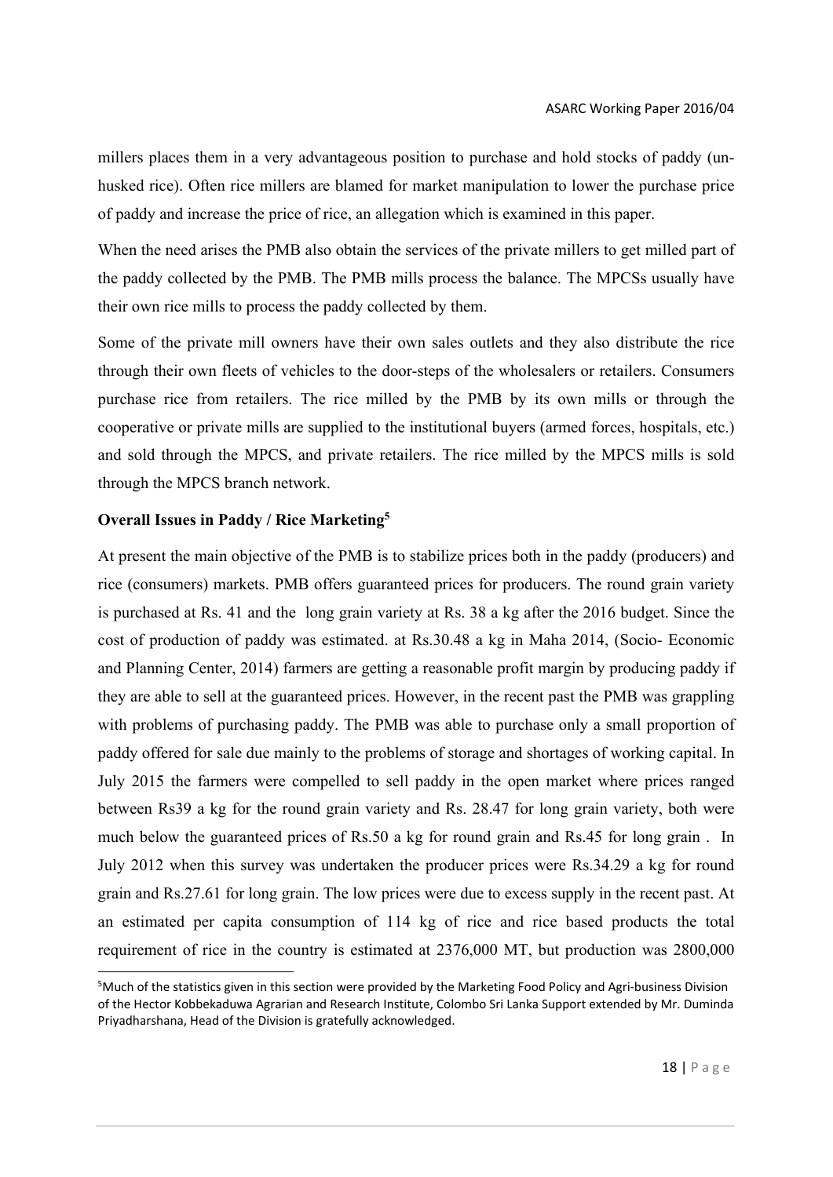millers places them in a very advantageous position to purchase and hold stocks of paddy (un-husked rice). Often rice millers are blamed for market manipulation to lower the purchase price of paddy and increase the price of rice, an allegation which is examined in this paper.

When the need arises the PMB also obtain the services of the private millers to get milled part of the paddy collected by the PMB. The PMB mills process the balance. The MPCSs usually have their own rice mills to process the paddy collected by them.

Some of the private mill owners have their own sales outlets and they also distribute the rice through their own fleets of vehicles to the door-steps of the wholesalers or retailers. Consumers purchase rice from retailers. The rice milled by the PMB by its own mills or through the cooperative or private mills are supplied to the institutional buyers (armed forces, hospitals, etc.) and sold through the MPCS, and private retailers. The rice milled by the MPCS mills is sold through the MPCS branch network.

**Overall Issues in Paddy / Rice Marketing[5]**

At present the main objective of the PMB is to stabilize prices both in the paddy (producers) and rice (consumers) markets. PMB offers guaranteed prices for producers. The round grain variety is purchased at Rs. 41 and the long grain variety at Rs. 38 a kg after the 2016 budget. Since the cost of production of paddy was estimated. at Rs.30.48 a kg in Maha 2014, (Socio- Economic and Planning Center, 2014) farmers are getting a reasonable profit margin by producing paddy if they are able to sell at the guaranteed prices. However, in the recent past the PMB was grappling with problems of purchasing paddy. The PMB was able to purchase only a small proportion of paddy offered for sale due mainly to the problems of storage and shortages of working capital. In July 2015 the farmers were compelled to sell paddy in the open market where prices ranged between Rs39 a kg for the round grain variety and Rs. 28.47 for long grain variety, both were much below the guaranteed prices of Rs.50 a kg for round grain and Rs.45 for long grain . In July 2012 when this survey was undertaken the producer prices were Rs.34.29 a kg for round grain and Rs.27.61 for long grain. The low prices were due to excess supply in the recent past. At an estimated per capita consumption of 114 kg of rice and rice based products the total requirement of rice in the country is estimated at 2376,000 MT, but production was 2800,000

---

[5] Much of the statistics given in this section were provided by the Marketing Food Policy and Agri-business Division of the Hector Kobbekaduwa Agrarian and Research Institute, Colombo Sri Lanka Support extended by Mr. Duminda Priyadharshana, Head of the Division is gratefully acknowledged.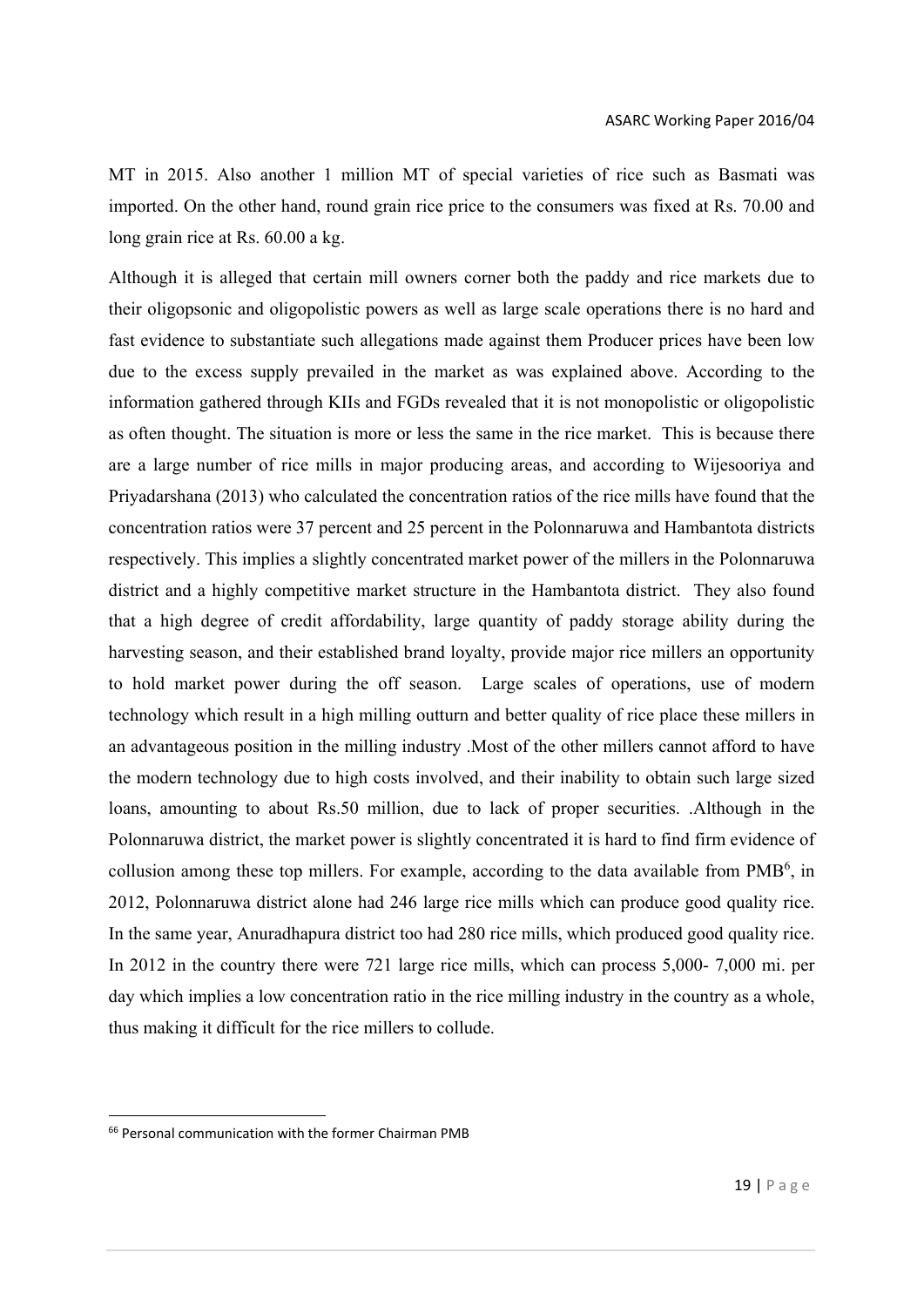MT in 2015. Also another 1 million MT of special varieties of rice such as Basmati was imported. On the other hand, round grain rice price to the consumers was fixed at Rs. 70.00 and long grain rice at Rs. 60.00 a kg.

Although it is alleged that certain mill owners corner both the paddy and rice markets due to their oligopsonic and oligopolistic powers as well as large scale operations there is no hard and fast evidence to substantiate such allegations made against them Producer prices have been low due to the excess supply prevailed in the market as was explained above. According to the information gathered through KIIs and FGDs revealed that it is not monopolistic or oligopolistic as often thought. The situation is more or less the same in the rice market. This is because there are a large number of rice mills in major producing areas, and according to Wijesooriya and Priyadarshana (2013) who calculated the concentration ratios of the rice mills have found that the concentration ratios were 37 percent and 25 percent in the Polonnaruwa and Hambantota districts respectively. This implies a slightly concentrated market power of the millers in the Polonnaruwa district and a highly competitive market structure in the Hambantota district. They also found that a high degree of credit affordability, large quantity of paddy storage ability during the harvesting season, and their established brand loyalty, provide major rice millers an opportunity to hold market power during the off season. Large scales of operations, use of modern technology which result in a high milling outturn and better quality of rice place these millers in an advantageous position in the milling industry .Most of the other millers cannot afford to have the modern technology due to high costs involved, and their inability to obtain such large sized loans, amounting to about Rs.50 million, due to lack of proper securities. .Although in the Polonnaruwa district, the market power is slightly concentrated it is hard to find firm evidence of collusion among these top millers. For example, according to the data available from PMB[6], in 2012, Polonnaruwa district alone had 246 large rice mills which can produce good quality rice. In the same year, Anuradhapura district too had 280 rice mills, which produced good quality rice. In 2012 in the country there were 721 large rice mills, which can process 5,000- 7,000 mi. per day which implies a low concentration ratio in the rice milling industry in the country as a whole, thus making it difficult for the rice millers to collude.

---

[66] Personal communication with the former Chairman PMB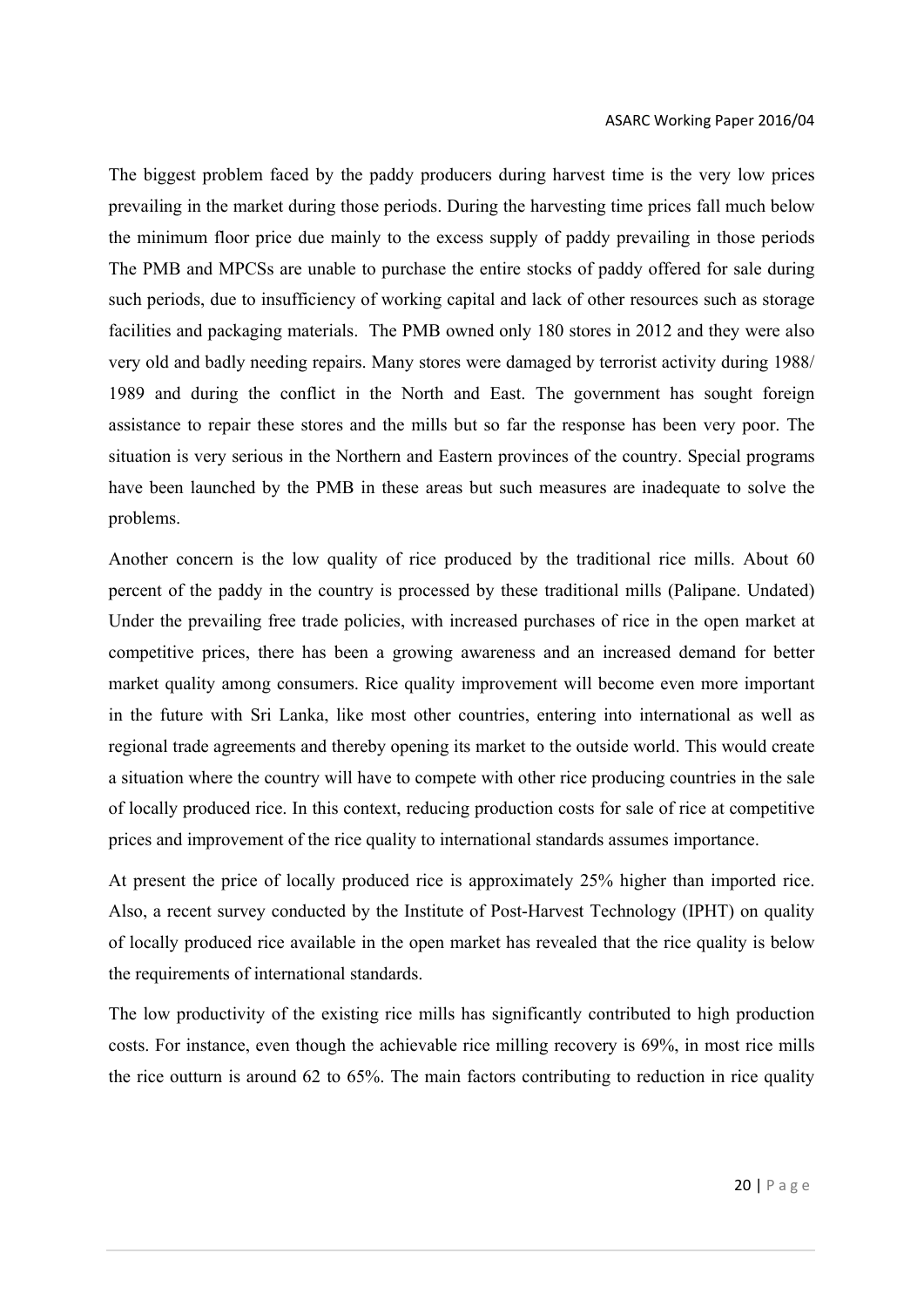The biggest problem faced by the paddy producers during harvest time is the very low prices prevailing in the market during those periods. During the harvesting time prices fall much below the minimum floor price due mainly to the excess supply of paddy prevailing in those periods The PMB and MPCSs are unable to purchase the entire stocks of paddy offered for sale during such periods, due to insufficiency of working capital and lack of other resources such as storage facilities and packaging materials. The PMB owned only 180 stores in 2012 and they were also very old and badly needing repairs. Many stores were damaged by terrorist activity during 1988/ 1989 and during the conflict in the North and East. The government has sought foreign assistance to repair these stores and the mills but so far the response has been very poor. The situation is very serious in the Northern and Eastern provinces of the country. Special programs have been launched by the PMB in these areas but such measures are inadequate to solve the problems.

Another concern is the low quality of rice produced by the traditional rice mills. About 60 percent of the paddy in the country is processed by these traditional mills (Palipane. Undated) Under the prevailing free trade policies, with increased purchases of rice in the open market at competitive prices, there has been a growing awareness and an increased demand for better market quality among consumers. Rice quality improvement will become even more important in the future with Sri Lanka, like most other countries, entering into international as well as regional trade agreements and thereby opening its market to the outside world. This would create a situation where the country will have to compete with other rice producing countries in the sale of locally produced rice. In this context, reducing production costs for sale of rice at competitive prices and improvement of the rice quality to international standards assumes importance.

At present the price of locally produced rice is approximately 25% higher than imported rice. Also, a recent survey conducted by the Institute of Post-Harvest Technology (IPHT) on quality of locally produced rice available in the open market has revealed that the rice quality is below the requirements of international standards.

The low productivity of the existing rice mills has significantly contributed to high production costs. For instance, even though the achievable rice milling recovery is 69%, in most rice mills the rice outturn is around 62 to 65%. The main factors contributing to reduction in rice quality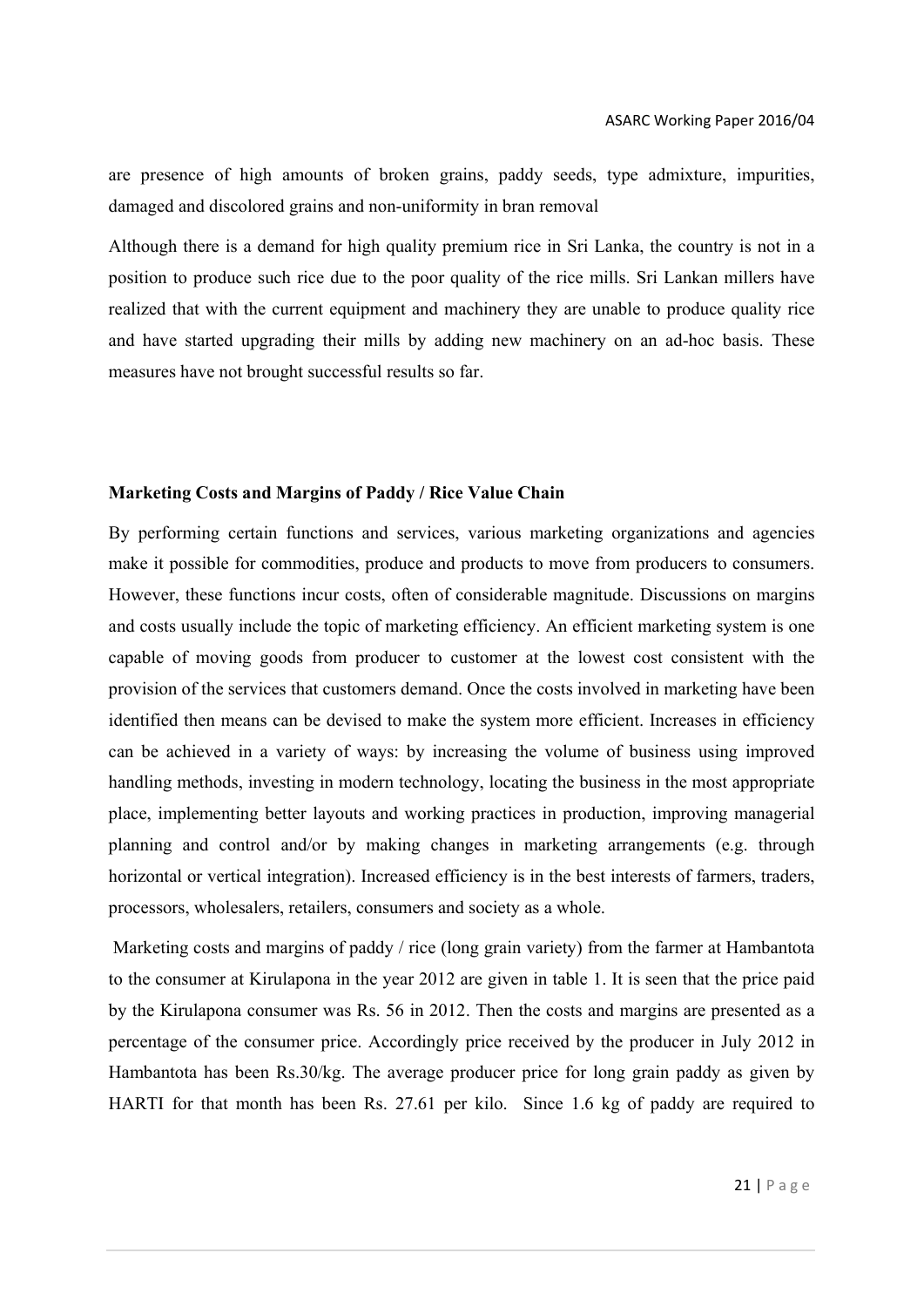are presence of high amounts of broken grains, paddy seeds, type admixture, impurities, damaged and discolored grains and non-uniformity in bran removal

Although there is a demand for high quality premium rice in Sri Lanka, the country is not in a position to produce such rice due to the poor quality of the rice mills. Sri Lankan millers have realized that with the current equipment and machinery they are unable to produce quality rice and have started upgrading their mills by adding new machinery on an ad-hoc basis. These measures have not brought successful results so far.

**Marketing Costs and Margins of Paddy / Rice Value Chain**

By performing certain functions and services, various marketing organizations and agencies make it possible for commodities, produce and products to move from producers to consumers. However, these functions incur costs, often of considerable magnitude. Discussions on margins and costs usually include the topic of marketing efficiency. An efficient marketing system is one capable of moving goods from producer to customer at the lowest cost consistent with the provision of the services that customers demand. Once the costs involved in marketing have been identified then means can be devised to make the system more efficient. Increases in efficiency can be achieved in a variety of ways: by increasing the volume of business using improved handling methods, investing in modern technology, locating the business in the most appropriate place, implementing better layouts and working practices in production, improving managerial planning and control and/or by making changes in marketing arrangements (e.g. through horizontal or vertical integration). Increased efficiency is in the best interests of farmers, traders, processors, wholesalers, retailers, consumers and society as a whole.

Marketing costs and margins of paddy / rice (long grain variety) from the farmer at Hambantota to the consumer at Kirulapona in the year 2012 are given in table 1. It is seen that the price paid by the Kirulapona consumer was Rs. 56 in 2012. Then the costs and margins are presented as a percentage of the consumer price. Accordingly price received by the producer in July 2012 in Hambantota has been Rs.30/kg. The average producer price for long grain paddy as given by HARTI for that month has been Rs. 27.61 per kilo. Since 1.6 kg of paddy are required to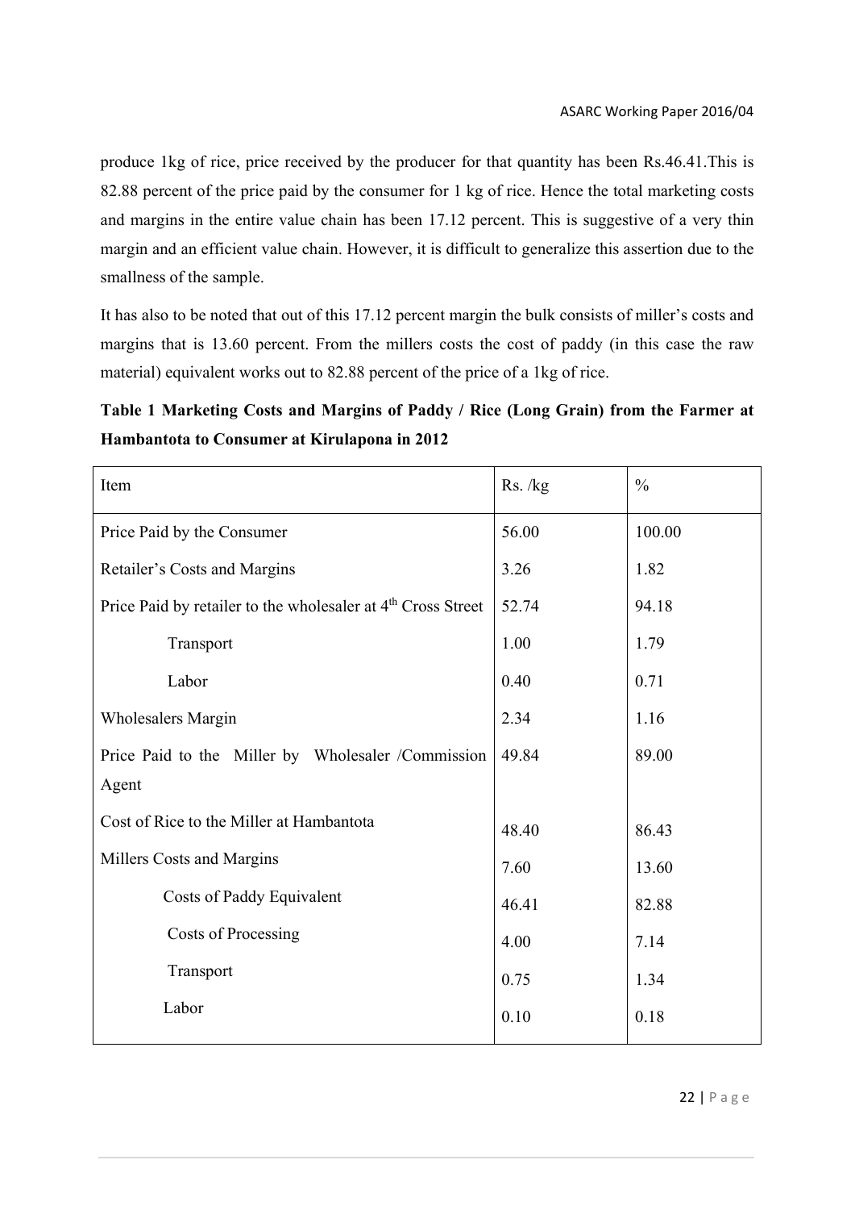produce 1kg of rice, price received by the producer for that quantity has been Rs.46.41.This is 82.88 percent of the price paid by the consumer for 1 kg of rice. Hence the total marketing costs and margins in the entire value chain has been 17.12 percent. This is suggestive of a very thin margin and an efficient value chain. However, it is difficult to generalize this assertion due to the smallness of the sample.

It has also to be noted that out of this 17.12 percent margin the bulk consists of miller's costs and margins that is 13.60 percent. From the millers costs the cost of paddy (in this case the raw material) equivalent works out to 82.88 percent of the price of a 1kg of rice.

**Table 1 Marketing Costs and Margins of Paddy / Rice (Long Grain) from the Farmer at Hambantota to Consumer at Kirulapona in 2012**

| Item | Rs. /kg | % |
|---|---|---|
| Price Paid by the Consumer | 56.00 | 100.00 |
| Retailer's Costs and Margins | 3.26 | 1.82 |
| Price Paid by retailer to the wholesaler at 4th Cross Street | 52.74 | 94.18 |
| Transport | 1.00 | 1.79 |
| Labor | 0.40 | 0.71 |
| Wholesalers Margin | 2.34 | 1.16 |
| Price Paid to the Miller by Wholesaler /Commission Agent | 49.84 | 89.00 |
| Cost of Rice to the Miller at Hambantota | 48.40 | 86.43 |
| Millers Costs and Margins | 7.60 | 13.60 |
| Costs of Paddy Equivalent | 46.41 | 82.88 |
| Costs of Processing | 4.00 | 7.14 |
| Transport | 0.75 | 1.34 |
| Labor | 0.10 | 0.18 |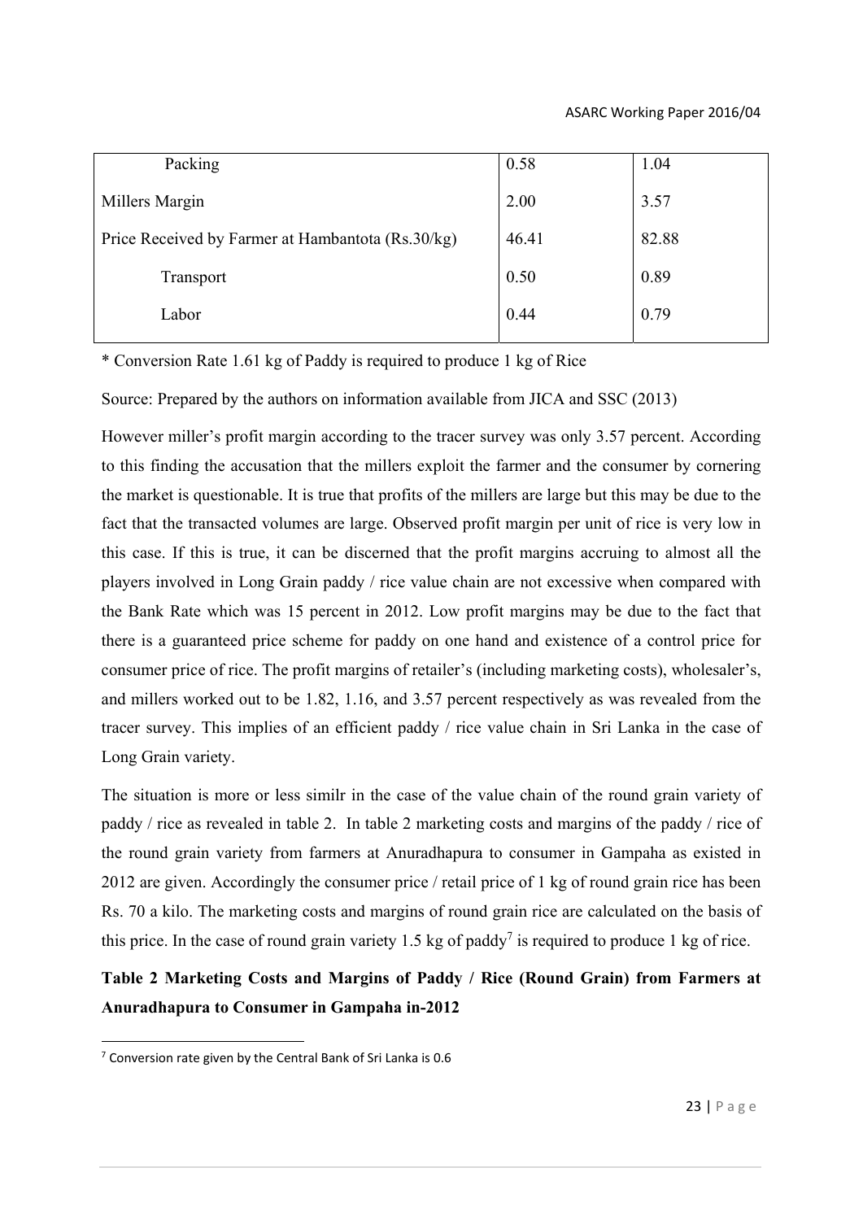| Packing | 0.58 | 1.04 |
|---|---|---|
| Millers Margin | 2.00 | 3.57 |
| Price Received by Farmer at Hambantota (Rs.30/kg) | 46.41 | 82.88 |
| Transport | 0.50 | 0.89 |
| Labor | 0.44 | 0.79 |

* Conversion Rate 1.61 kg of Paddy is required to produce 1 kg of Rice

Source: Prepared by the authors on information available from JICA and SSC (2013)

However miller's profit margin according to the tracer survey was only 3.57 percent. According to this finding the accusation that the millers exploit the farmer and the consumer by cornering the market is questionable. It is true that profits of the millers are large but this may be due to the fact that the transacted volumes are large. Observed profit margin per unit of rice is very low in this case. If this is true, it can be discerned that the profit margins accruing to almost all the players involved in Long Grain paddy / rice value chain are not excessive when compared with the Bank Rate which was 15 percent in 2012. Low profit margins may be due to the fact that there is a guaranteed price scheme for paddy on one hand and existence of a control price for consumer price of rice. The profit margins of retailer's (including marketing costs), wholesaler's, and millers worked out to be 1.82, 1.16, and 3.57 percent respectively as was revealed from the tracer survey. This implies of an efficient paddy / rice value chain in Sri Lanka in the case of Long Grain variety.

The situation is more or less similr in the case of the value chain of the round grain variety of paddy / rice as revealed in table 2. In table 2 marketing costs and margins of the paddy / rice of the round grain variety from farmers at Anuradhapura to consumer in Gampaha as existed in 2012 are given. Accordingly the consumer price / retail price of 1 kg of round grain rice has been Rs. 70 a kilo. The marketing costs and margins of round grain rice are calculated on the basis of this price. In the case of round grain variety 1.5 kg of paddy[7] is required to produce 1 kg of rice.

**Table 2 Marketing Costs and Margins of Paddy / Rice (Round Grain) from Farmers at Anuradhapura to Consumer in Gampaha in-2012**

[7] Conversion rate given by the Central Bank of Sri Lanka is 0.6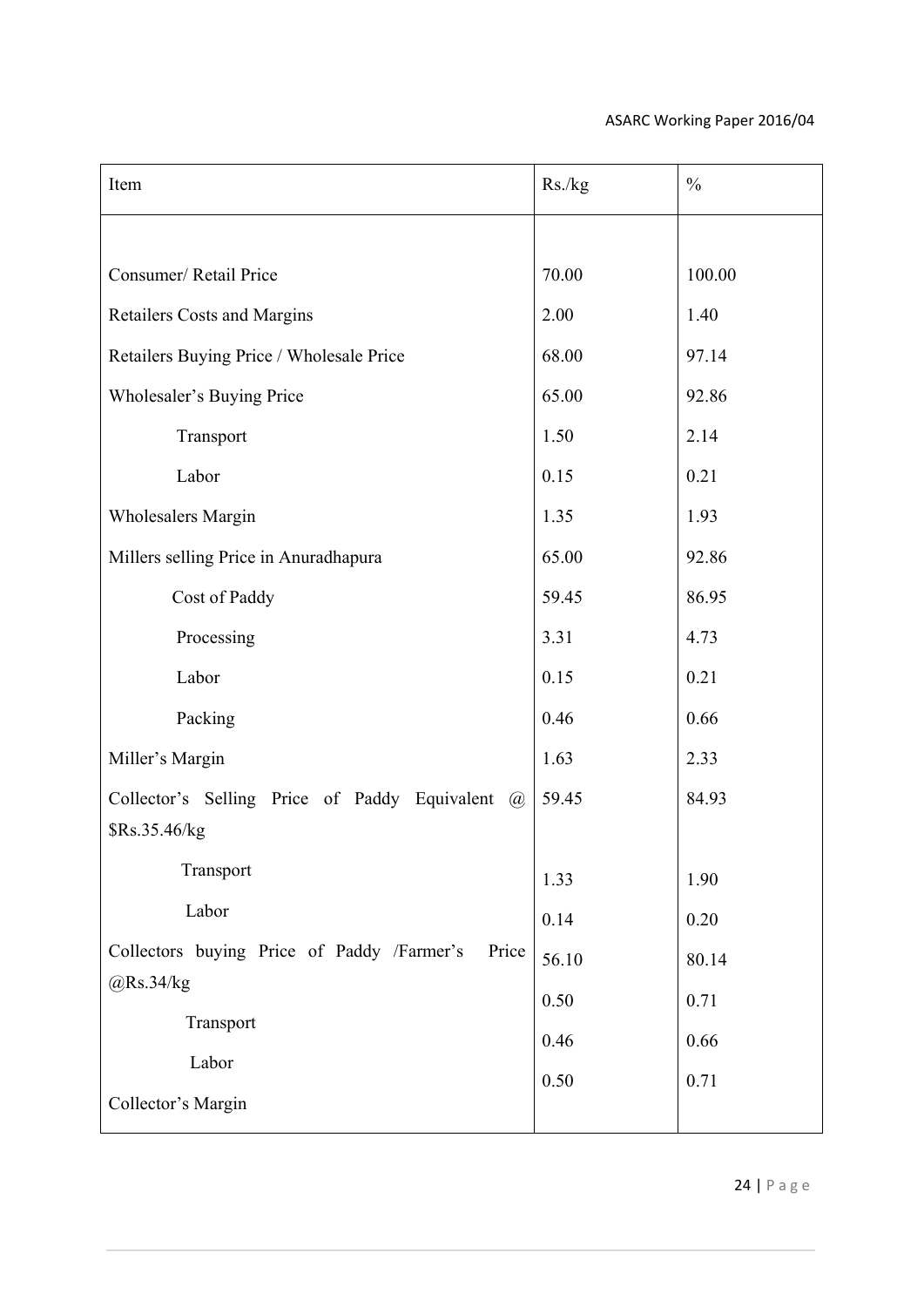| Item | Rs./kg | % |
|---|---|---|
| | | |
| Consumer/ Retail Price | 70.00 | 100.00 |
| Retailers Costs and Margins | 2.00 | 1.40 |
| Retailers Buying Price / Wholesale Price | 68.00 | 97.14 |
| Wholesaler's Buying Price | 65.00 | 92.86 |
| Transport | 1.50 | 2.14 |
| Labor | 0.15 | 0.21 |
| Wholesalers Margin | 1.35 | 1.93 |
| Millers selling Price in Anuradhapura | 65.00 | 92.86 |
| Cost of Paddy | 59.45 | 86.95 |
| Processing | 3.31 | 4.73 |
| Labor | 0.15 | 0.21 |
| Packing | 0.46 | 0.66 |
| Miller's Margin | 1.63 | 2.33 |
| Collector's Selling Price of Paddy Equivalent @ $Rs.35.46/kg | 59.45 | 84.93 |
| Transport | 1.33 | 1.90 |
| Labor | 0.14 | 0.20 |
| Collectors buying Price of Paddy /Farmer's Price @Rs.34/kg | 56.10 | 80.14 |
| Transport | 0.50 | 0.71 |
| Labor | 0.46 | 0.66 |
| Collector's Margin | 0.50 | 0.71 |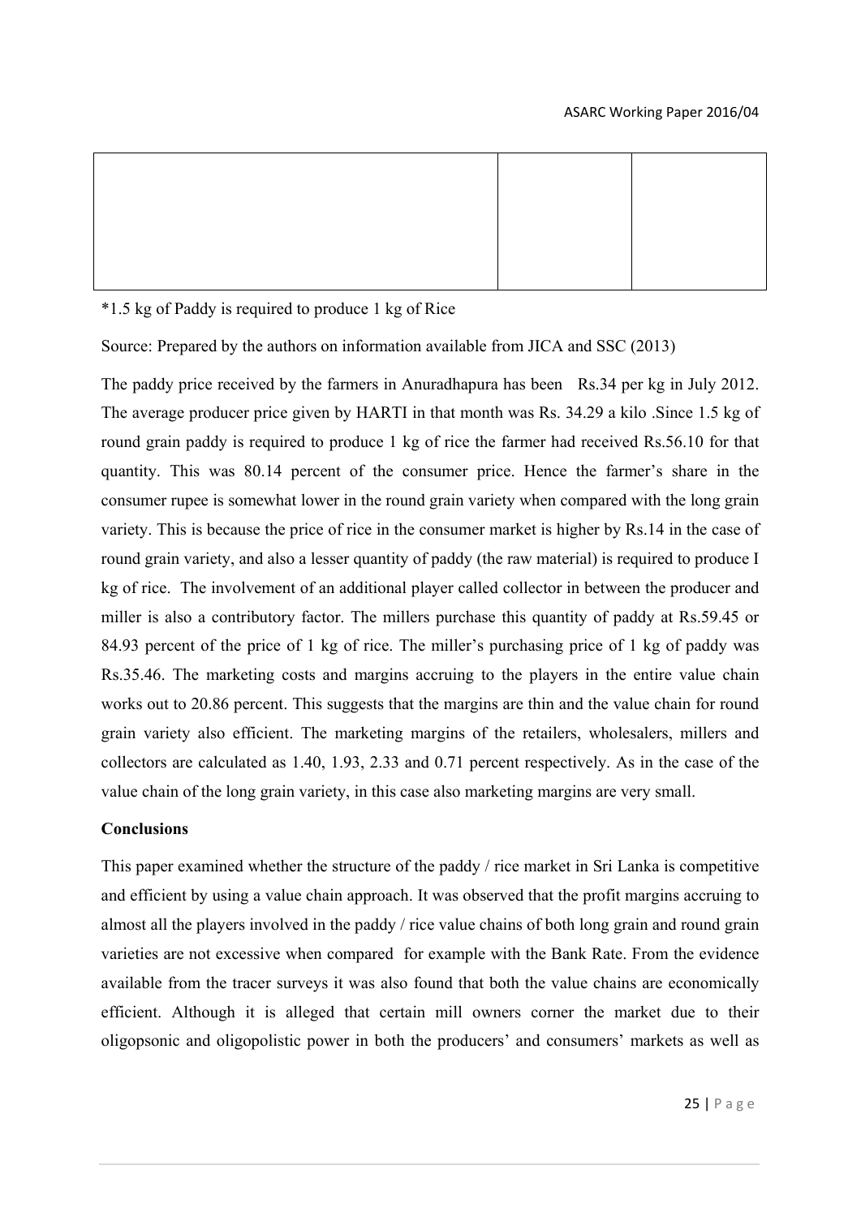| | | |
|---|---|---|
| | | |

*1.5 kg of Paddy is required to produce 1 kg of Rice

Source: Prepared by the authors on information available from JICA and SSC (2013)

The paddy price received by the farmers in Anuradhapura has been Rs.34 per kg in July 2012. The average producer price given by HARTI in that month was Rs. 34.29 a kilo .Since 1.5 kg of round grain paddy is required to produce 1 kg of rice the farmer had received Rs.56.10 for that quantity. This was 80.14 percent of the consumer price. Hence the farmer's share in the consumer rupee is somewhat lower in the round grain variety when compared with the long grain variety. This is because the price of rice in the consumer market is higher by Rs.14 in the case of round grain variety, and also a lesser quantity of paddy (the raw material) is required to produce I kg of rice. The involvement of an additional player called collector in between the producer and miller is also a contributory factor. The millers purchase this quantity of paddy at Rs.59.45 or 84.93 percent of the price of 1 kg of rice. The miller's purchasing price of 1 kg of paddy was Rs.35.46. The marketing costs and margins accruing to the players in the entire value chain works out to 20.86 percent. This suggests that the margins are thin and the value chain for round grain variety also efficient. The marketing margins of the retailers, wholesalers, millers and collectors are calculated as 1.40, 1.93, 2.33 and 0.71 percent respectively. As in the case of the value chain of the long grain variety, in this case also marketing margins are very small.

**Conclusions**

This paper examined whether the structure of the paddy / rice market in Sri Lanka is competitive and efficient by using a value chain approach. It was observed that the profit margins accruing to almost all the players involved in the paddy / rice value chains of both long grain and round grain varieties are not excessive when compared for example with the Bank Rate. From the evidence available from the tracer surveys it was also found that both the value chains are economically efficient. Although it is alleged that certain mill owners corner the market due to their oligopsonic and oligopolistic power in both the producers' and consumers' markets as well as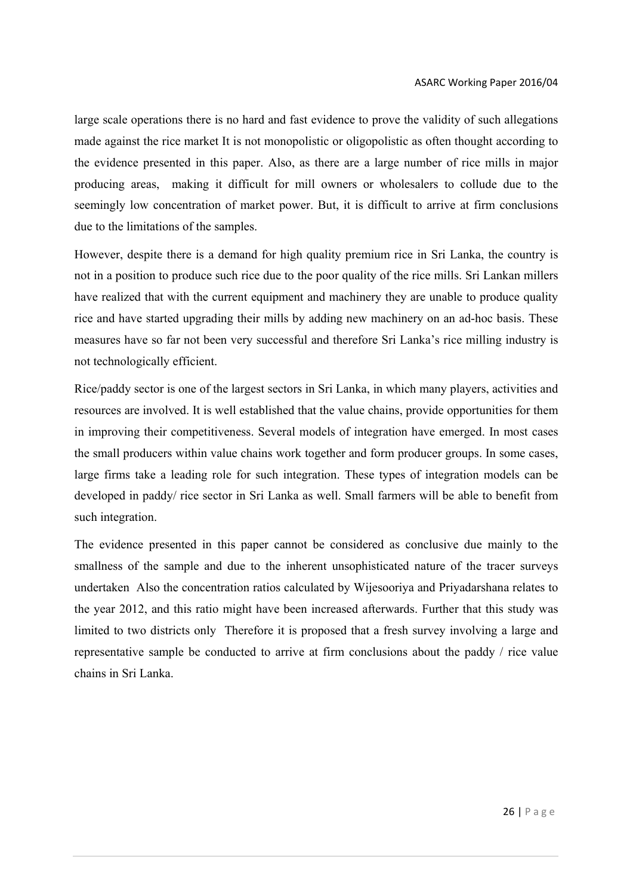large scale operations there is no hard and fast evidence to prove the validity of such allegations made against the rice market It is not monopolistic or oligopolistic as often thought according to the evidence presented in this paper. Also, as there are a large number of rice mills in major producing areas, making it difficult for mill owners or wholesalers to collude due to the seemingly low concentration of market power. But, it is difficult to arrive at firm conclusions due to the limitations of the samples.

However, despite there is a demand for high quality premium rice in Sri Lanka, the country is not in a position to produce such rice due to the poor quality of the rice mills. Sri Lankan millers have realized that with the current equipment and machinery they are unable to produce quality rice and have started upgrading their mills by adding new machinery on an ad-hoc basis. These measures have so far not been very successful and therefore Sri Lanka's rice milling industry is not technologically efficient.

Rice/paddy sector is one of the largest sectors in Sri Lanka, in which many players, activities and resources are involved. It is well established that the value chains, provide opportunities for them in improving their competitiveness. Several models of integration have emerged. In most cases the small producers within value chains work together and form producer groups. In some cases, large firms take a leading role for such integration. These types of integration models can be developed in paddy/ rice sector in Sri Lanka as well. Small farmers will be able to benefit from such integration.

The evidence presented in this paper cannot be considered as conclusive due mainly to the smallness of the sample and due to the inherent unsophisticated nature of the tracer surveys undertaken Also the concentration ratios calculated by Wijesooriya and Priyadarshana relates to the year 2012, and this ratio might have been increased afterwards. Further that this study was limited to two districts only Therefore it is proposed that a fresh survey involving a large and representative sample be conducted to arrive at firm conclusions about the paddy / rice value chains in Sri Lanka.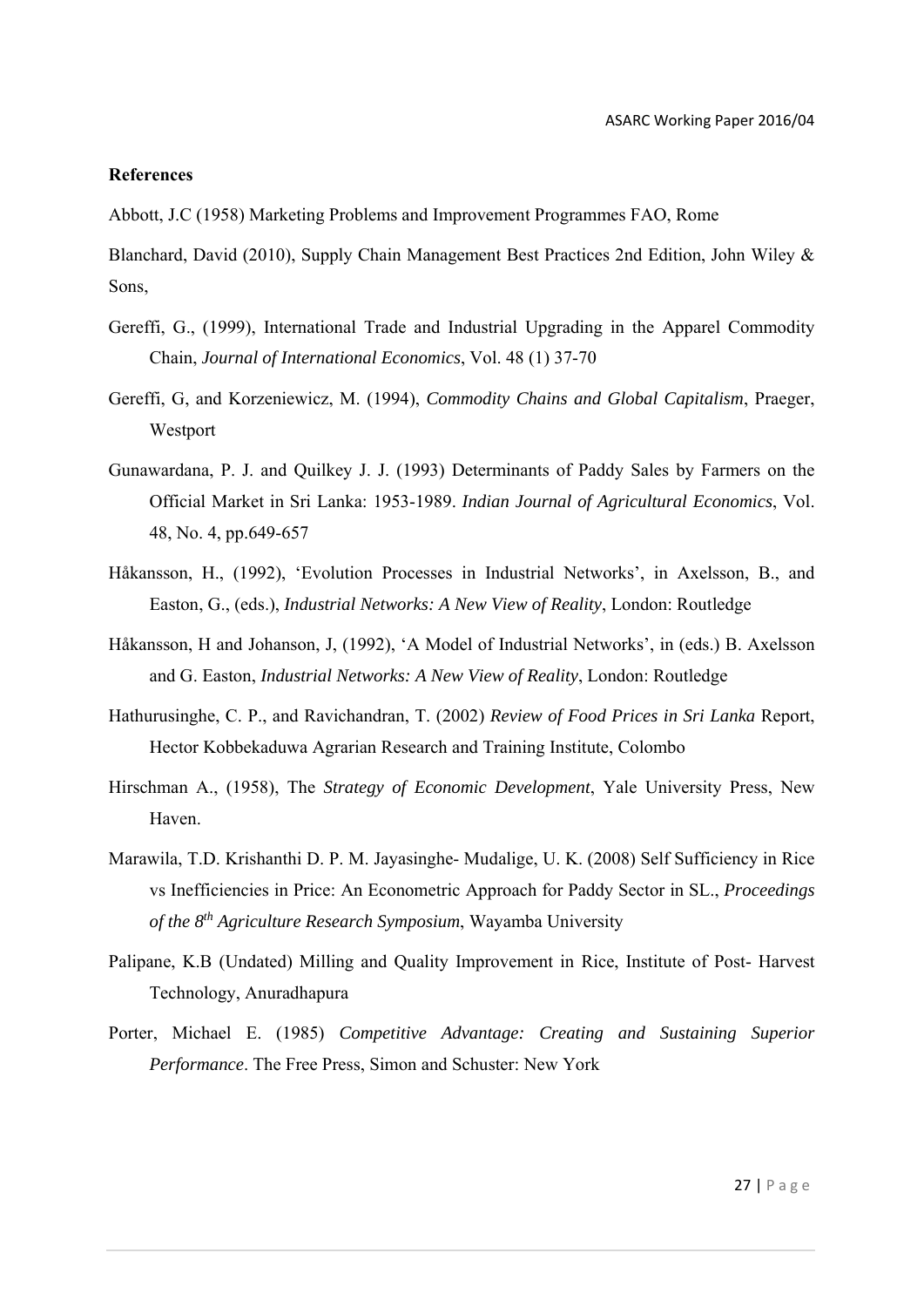**References**

Abbott, J.C (1958) Marketing Problems and Improvement Programmes FAO, Rome

Blanchard, David (2010), Supply Chain Management Best Practices 2nd Edition, John Wiley & Sons,

Gereffi, G., (1999), International Trade and Industrial Upgrading in the Apparel Commodity Chain, *Journal of International Economics*, Vol. 48 (1) 37-70

Gereffi, G, and Korzeniewicz, M. (1994), *Commodity Chains and Global Capitalism*, Praeger, Westport

Gunawardana, P. J. and Quilkey J. J. (1993) Determinants of Paddy Sales by Farmers on the Official Market in Sri Lanka: 1953-1989. *Indian Journal of Agricultural Economics*, Vol. 48, No. 4, pp.649-657

Håkansson, H., (1992), 'Evolution Processes in Industrial Networks', in Axelsson, B., and Easton, G., (eds.), *Industrial Networks: A New View of Reality*, London: Routledge

Håkansson, H and Johanson, J, (1992), 'A Model of Industrial Networks', in (eds.) B. Axelsson and G. Easton, *Industrial Networks: A New View of Reality*, London: Routledge

Hathurusinghe, C. P., and Ravichandran, T. (2002) *Review of Food Prices in Sri Lanka* Report, Hector Kobbekaduwa Agrarian Research and Training Institute, Colombo

Hirschman A., (1958), The *Strategy of Economic Development*, Yale University Press, New Haven.

Marawila, T.D. Krishanthi D. P. M. Jayasinghe- Mudalige, U. K. (2008) Self Sufficiency in Rice vs Inefficiencies in Price: An Econometric Approach for Paddy Sector in SL., *Proceedings of the 8th Agriculture Research Symposium*, Wayamba University

Palipane, K.B (Undated) Milling and Quality Improvement in Rice, Institute of Post- Harvest Technology, Anuradhapura

Porter, Michael E. (1985) *Competitive Advantage: Creating and Sustaining Superior Performance*. The Free Press, Simon and Schuster: New York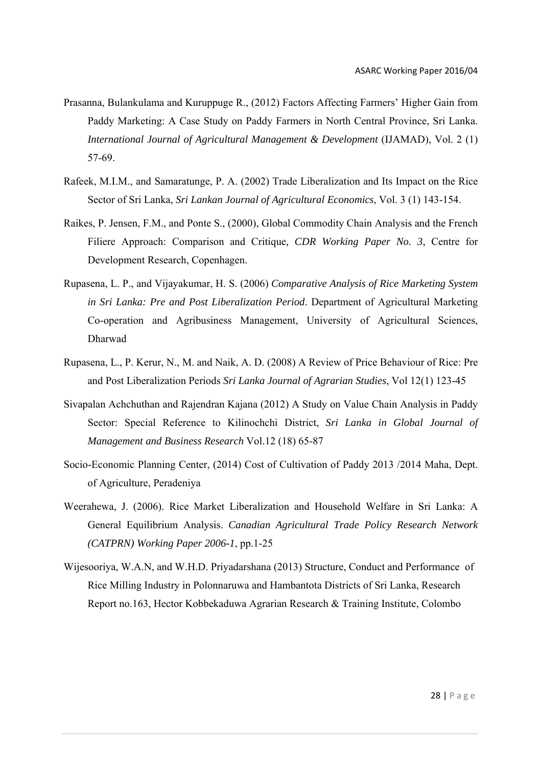Prasanna, Bulankulama and Kuruppuge R., (2012) Factors Affecting Farmers' Higher Gain from Paddy Marketing: A Case Study on Paddy Farmers in North Central Province, Sri Lanka. *International Journal of Agricultural Management & Development* (IJAMAD), Vol. 2 (1) 57-69.

Rafeek, M.I.M., and Samaratunge, P. A. (2002) Trade Liberalization and Its Impact on the Rice Sector of Sri Lanka, *Sri Lankan Journal of Agricultural Economics*, Vol. 3 (1) 143-154.

Raikes, P. Jensen, F.M., and Ponte S., (2000), Global Commodity Chain Analysis and the French Filiere Approach: Comparison and Critique, *CDR Working Paper No. 3*, Centre for Development Research, Copenhagen.

Rupasena, L. P., and Vijayakumar, H. S. (2006) *Comparative Analysis of Rice Marketing System in Sri Lanka: Pre and Post Liberalization Period*. Department of Agricultural Marketing Co-operation and Agribusiness Management, University of Agricultural Sciences, Dharwad

Rupasena, L., P. Kerur, N., M. and Naik, A. D. (2008) A Review of Price Behaviour of Rice: Pre and Post Liberalization Periods *Sri Lanka Journal of Agrarian Studies*, Vol 12(1) 123-45

Sivapalan Achchuthan and Rajendran Kajana (2012) A Study on Value Chain Analysis in Paddy Sector: Special Reference to Kilinochchi District, *Sri Lanka in Global Journal of Management and Business Research* Vol.12 (18) 65-87

Socio-Economic Planning Center, (2014) Cost of Cultivation of Paddy 2013 /2014 Maha, Dept. of Agriculture, Peradeniya

Weerahewa, J. (2006). Rice Market Liberalization and Household Welfare in Sri Lanka: A General Equilibrium Analysis. *Canadian Agricultural Trade Policy Research Network (CATPRN) Working Paper 2006-1*, pp.1-25

Wijesooriya, W.A.N, and W.H.D. Priyadarshana (2013) Structure, Conduct and Performance of Rice Milling Industry in Polonnaruwa and Hambantota Districts of Sri Lanka, Research Report no.163, Hector Kobbekaduwa Agrarian Research & Training Institute, Colombo